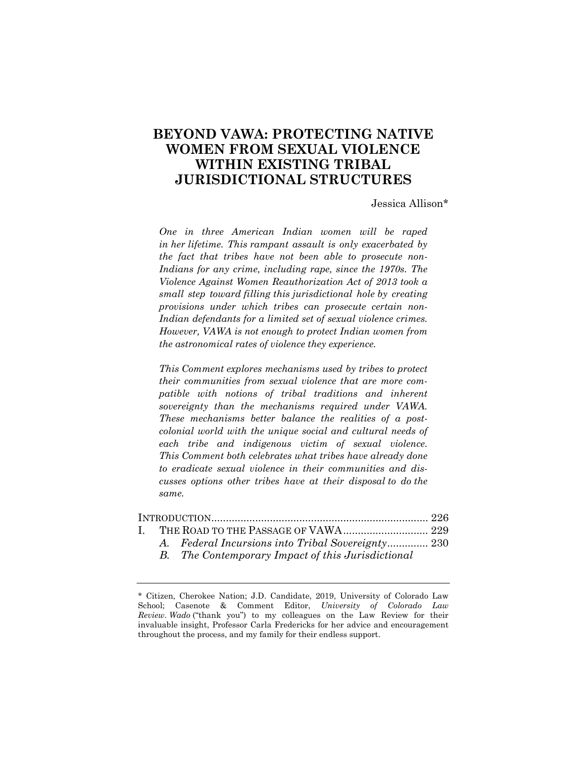# BEYOND VAWA: PROTECTING NATIVE WOMEN FROM SEXUAL VIOLENCE WITHIN EXISTING TRIBAL JURISDICTIONAL STRUCTURES

Jessica Allison*

*One in three American Indian women will be raped in her lifetime. This rampant assault is only exacerbated by the fact that tribes have not been able to prosecute non-Indians for any crime, including rape, since the 1970s. The Violence Against Women Reauthorization Act of 2013 took a small step toward filling this jurisdictional hole by creating provisions under which tribes can prosecute certain non-Indian defendants for a limited set of sexual violence crimes. However, VAWA is not enough to protect Indian women from the astronomical rates of violence they experience.*

*This Comment explores mechanisms used by tribes to protect their communities from sexual violence that are more compatible with notions of tribal traditions and inherent sovereignty than the mechanisms required under VAWA. These mechanisms better balance the realities of a post-colonial world with the unique social and cultural needs of each tribe and indigenous victim of sexual violence. This Comment both celebrates what tribes have already done to eradicate sexual violence in their communities and discusses options other tribes have at their disposal to do the same.*

INTRODUCTION .......................................................................... 226
I. THE ROAD TO THE PASSAGE OF VAWA ............................. 229
  *A. Federal Incursions into Tribal Sovereignty* .............. 230
  *B. The Contemporary Impact of this Jurisdictional*

---

\* Citizen, Cherokee Nation; J.D. Candidate, 2019, University of Colorado Law School; Casenote & Comment Editor, *University of Colorado Law Review*. *Wado* ("thank you") to my colleagues on the Law Review for their invaluable insight, Professor Carla Fredericks for her advice and encouragement throughout the process, and my family for their endless support.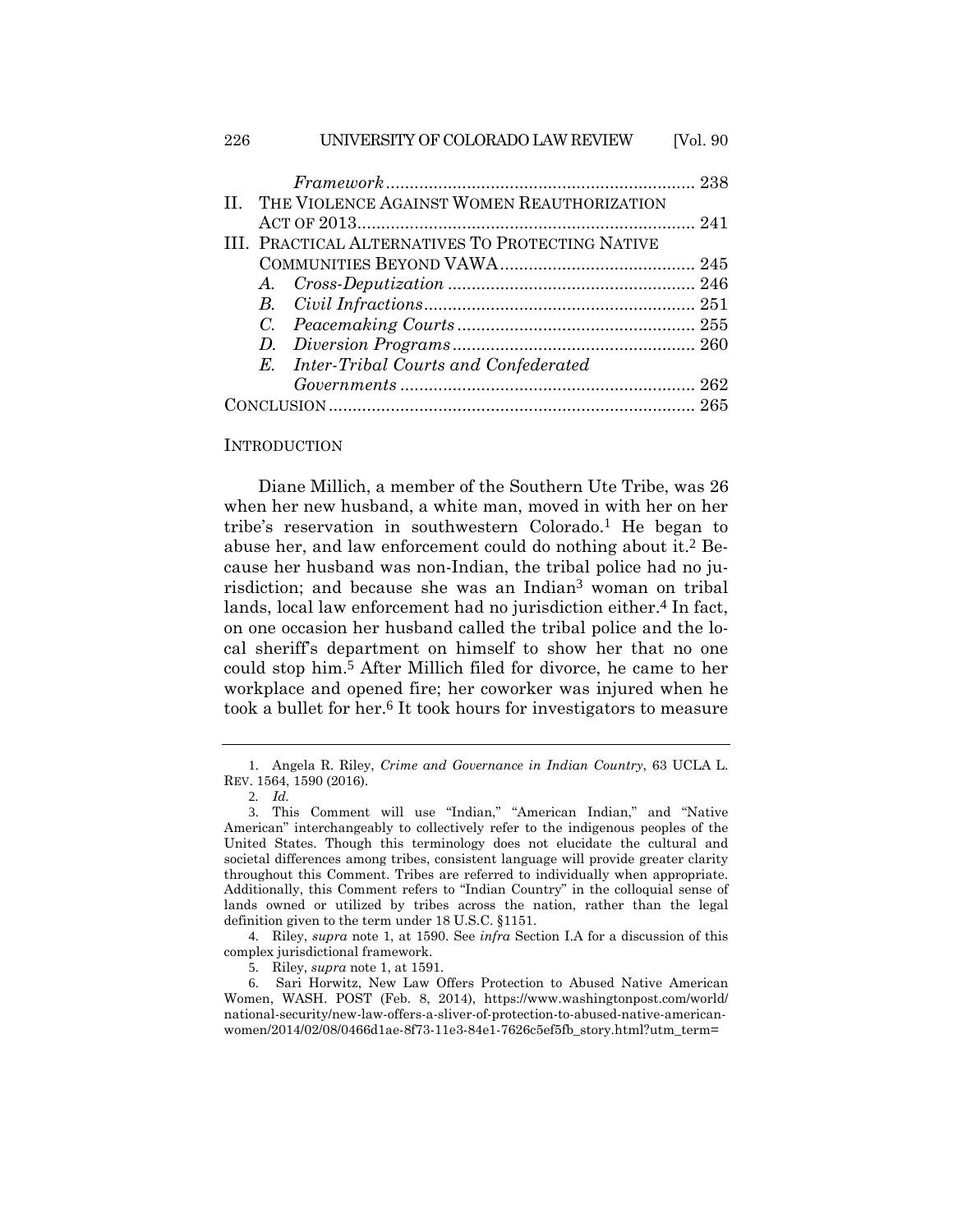*Framework* ................................................................ 238

II. THE VIOLENCE AGAINST WOMEN REAUTHORIZATION ACT OF 2013 ...................................................................... 241

III. PRACTICAL ALTERNATIVES TO PROTECTING NATIVE COMMUNITIES BEYOND VAWA ......................................... 245

A. *Cross-Deputization* .................................................... 246

B. *Civil Infractions* ......................................................... 251

C. *Peacemaking Courts* .................................................. 255

D. *Diversion Programs* ................................................... 260

E. *Inter-Tribal Courts and Confederated Governments* ............................................................. 262

CONCLUSION ............................................................................ 265

## INTRODUCTION

Diane Millich, a member of the Southern Ute Tribe, was 26 when her new husband, a white man, moved in with her on her tribe's reservation in southwestern Colorado.[1] He began to abuse her, and law enforcement could do nothing about it.[2] Because her husband was non-Indian, the tribal police had no jurisdiction; and because she was an Indian[3] woman on tribal lands, local law enforcement had no jurisdiction either.[4] In fact, on one occasion her husband called the tribal police and the local sheriff's department on himself to show her that no one could stop him.[5] After Millich filed for divorce, he came to her workplace and opened fire; her coworker was injured when he took a bullet for her.[6] It took hours for investigators to measure

---

1. Angela R. Riley, *Crime and Governance in Indian Country*, 63 UCLA L. REV. 1564, 1590 (2016).

2. *Id.*

3. This Comment will use "Indian," "American Indian," and "Native American" interchangeably to collectively refer to the indigenous peoples of the United States. Though this terminology does not elucidate the cultural and societal differences among tribes, consistent language will provide greater clarity throughout this Comment. Tribes are referred to individually when appropriate. Additionally, this Comment refers to "Indian Country" in the colloquial sense of lands owned or utilized by tribes across the nation, rather than the legal definition given to the term under 18 U.S.C. §1151.

4. Riley, *supra* note 1, at 1590. See *infra* Section I.A for a discussion of this complex jurisdictional framework.

5. Riley, *supra* note 1, at 1591.

6. Sari Horwitz, New Law Offers Protection to Abused Native American Women, WASH. POST (Feb. 8, 2014), https://www.washingtonpost.com/world/national-security/new-law-offers-a-sliver-of-protection-to-abused-native-american-women/2014/02/08/0466d1ae-8f73-11e3-84e1-7626c5ef5fb_story.html?utm_term=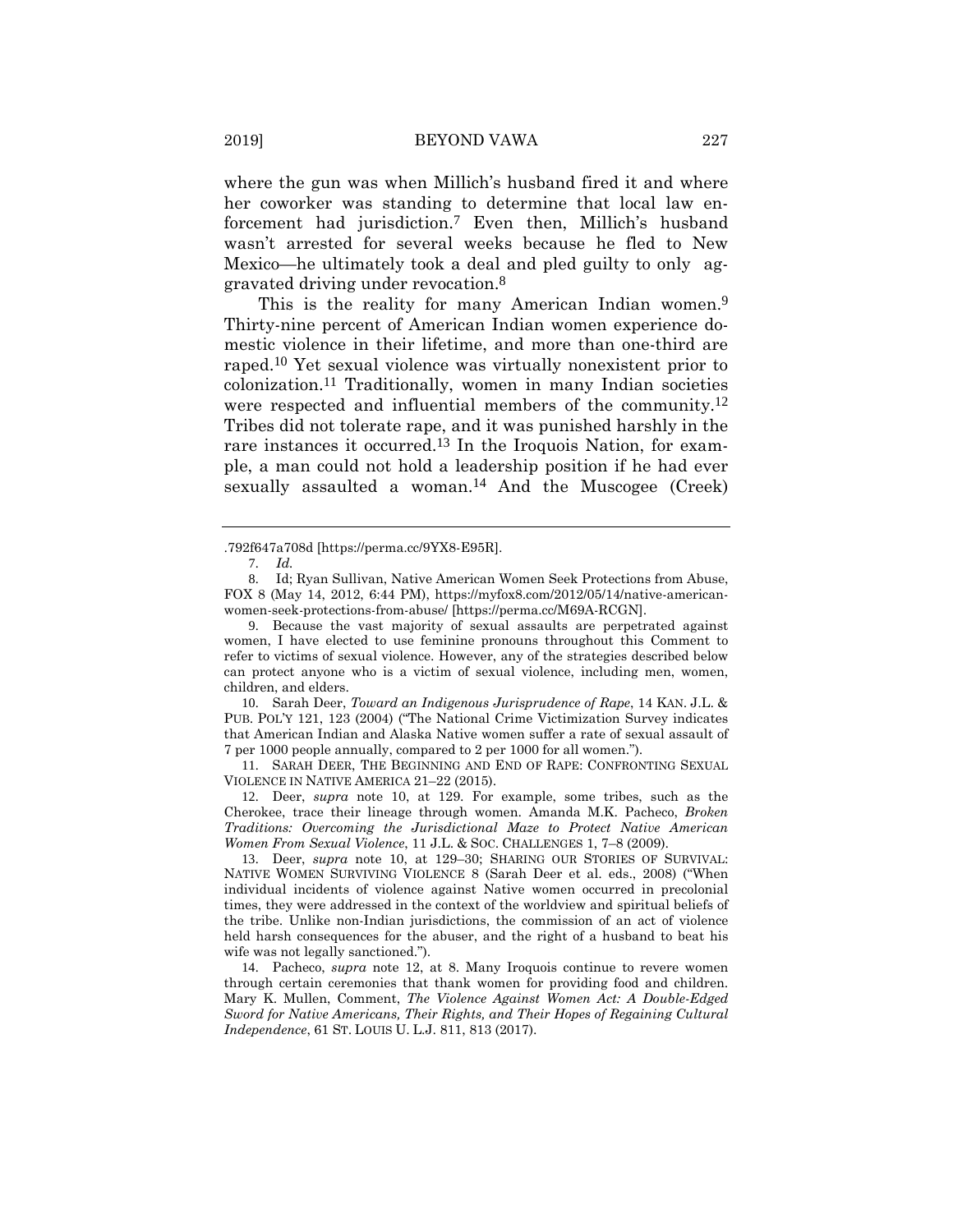where the gun was when Millich's husband fired it and where her coworker was standing to determine that local law enforcement had jurisdiction.[7] Even then, Millich's husband wasn't arrested for several weeks because he fled to New Mexico—he ultimately took a deal and pled guilty to only aggravated driving under revocation.[8]

This is the reality for many American Indian women.[9] Thirty-nine percent of American Indian women experience domestic violence in their lifetime, and more than one-third are raped.[10] Yet sexual violence was virtually nonexistent prior to colonization.[11] Traditionally, women in many Indian societies were respected and influential members of the community.[12] Tribes did not tolerate rape, and it was punished harshly in the rare instances it occurred.[13] In the Iroquois Nation, for example, a man could not hold a leadership position if he had ever sexually assaulted a woman.[14] And the Muscogee (Creek)

---

.792f647a708d [https://perma.cc/9YX8-E95R].

7. *Id.*

8. Id; Ryan Sullivan, Native American Women Seek Protections from Abuse, FOX 8 (May 14, 2012, 6:44 PM), https://myfox8.com/2012/05/14/native-american-women-seek-protections-from-abuse/ [https://perma.cc/M69A-RCGN].

9. Because the vast majority of sexual assaults are perpetrated against women, I have elected to use feminine pronouns throughout this Comment to refer to victims of sexual violence. However, any of the strategies described below can protect anyone who is a victim of sexual violence, including men, women, children, and elders.

10. Sarah Deer, *Toward an Indigenous Jurisprudence of Rape*, 14 KAN. J.L. & PUB. POL'Y 121, 123 (2004) ("The National Crime Victimization Survey indicates that American Indian and Alaska Native women suffer a rate of sexual assault of 7 per 1000 people annually, compared to 2 per 1000 for all women.").

11. SARAH DEER, THE BEGINNING AND END OF RAPE: CONFRONTING SEXUAL VIOLENCE IN NATIVE AMERICA 21–22 (2015).

12. Deer, *supra* note 10, at 129. For example, some tribes, such as the Cherokee, trace their lineage through women. Amanda M.K. Pacheco, *Broken Traditions: Overcoming the Jurisdictional Maze to Protect Native American Women From Sexual Violence*, 11 J.L. & SOC. CHALLENGES 1, 7–8 (2009).

13. Deer, *supra* note 10, at 129–30; SHARING OUR STORIES OF SURVIVAL: NATIVE WOMEN SURVIVING VIOLENCE 8 (Sarah Deer et al. eds., 2008) ("When individual incidents of violence against Native women occurred in precolonial times, they were addressed in the context of the worldview and spiritual beliefs of the tribe. Unlike non-Indian jurisdictions, the commission of an act of violence held harsh consequences for the abuser, and the right of a husband to beat his wife was not legally sanctioned.").

14. Pacheco, *supra* note 12, at 8. Many Iroquois continue to revere women through certain ceremonies that thank women for providing food and children. Mary K. Mullen, Comment, *The Violence Against Women Act: A Double-Edged Sword for Native Americans, Their Rights, and Their Hopes of Regaining Cultural Independence*, 61 ST. LOUIS U. L.J. 811, 813 (2017).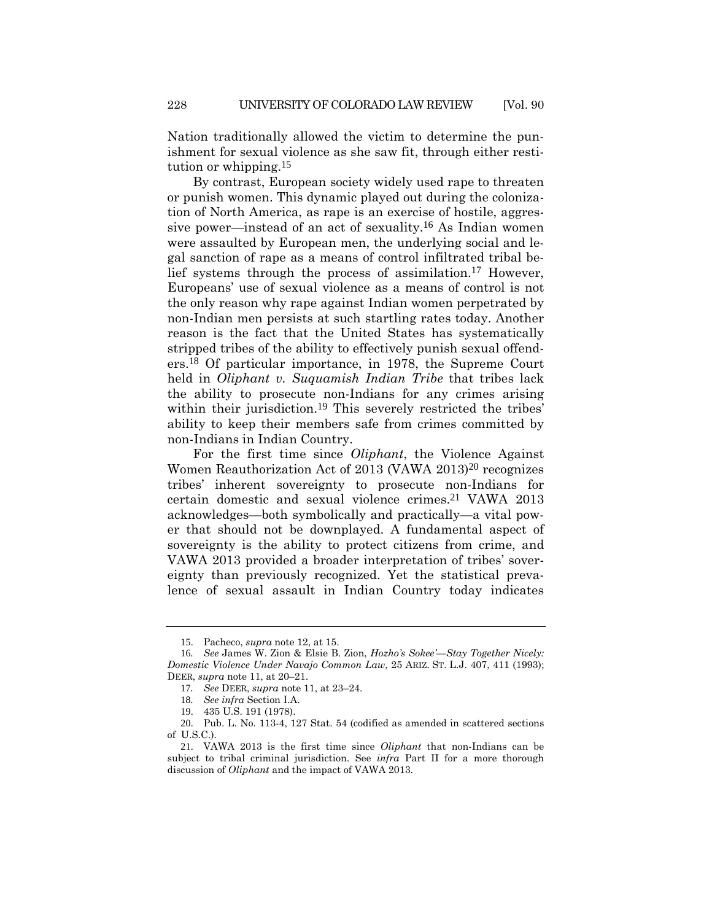Nation traditionally allowed the victim to determine the punishment for sexual violence as she saw fit, through either restitution or whipping.[15]

By contrast, European society widely used rape to threaten or punish women. This dynamic played out during the colonization of North America, as rape is an exercise of hostile, aggressive power—instead of an act of sexuality.[16] As Indian women were assaulted by European men, the underlying social and legal sanction of rape as a means of control infiltrated tribal belief systems through the process of assimilation.[17] However, Europeans' use of sexual violence as a means of control is not the only reason why rape against Indian women perpetrated by non-Indian men persists at such startling rates today. Another reason is the fact that the United States has systematically stripped tribes of the ability to effectively punish sexual offenders.[18] Of particular importance, in 1978, the Supreme Court held in *Oliphant v. Suquamish Indian Tribe* that tribes lack the ability to prosecute non-Indians for any crimes arising within their jurisdiction.[19] This severely restricted the tribes' ability to keep their members safe from crimes committed by non-Indians in Indian Country.

For the first time since *Oliphant*, the Violence Against Women Reauthorization Act of 2013 (VAWA 2013)[20] recognizes tribes' inherent sovereignty to prosecute non-Indians for certain domestic and sexual violence crimes.[21] VAWA 2013 acknowledges—both symbolically and practically—a vital power that should not be downplayed. A fundamental aspect of sovereignty is the ability to protect citizens from crime, and VAWA 2013 provided a broader interpretation of tribes' sovereignty than previously recognized. Yet the statistical prevalence of sexual assault in Indian Country today indicates

---

15. Pacheco, *supra* note 12, at 15.

16. *See* James W. Zion & Elsie B. Zion, *Hozho's Sokee'—Stay Together Nicely: Domestic Violence Under Navajo Common Law*, 25 ARIZ. ST. L.J. 407, 411 (1993); DEER, *supra* note 11, at 20–21.

17. *See* DEER, *supra* note 11, at 23–24.

18. *See infra* Section I.A.

19. 435 U.S. 191 (1978).

20. Pub. L. No. 113-4, 127 Stat. 54 (codified as amended in scattered sections of U.S.C.).

21. VAWA 2013 is the first time since *Oliphant* that non-Indians can be subject to tribal criminal jurisdiction. See *infra* Part II for a more thorough discussion of *Oliphant* and the impact of VAWA 2013.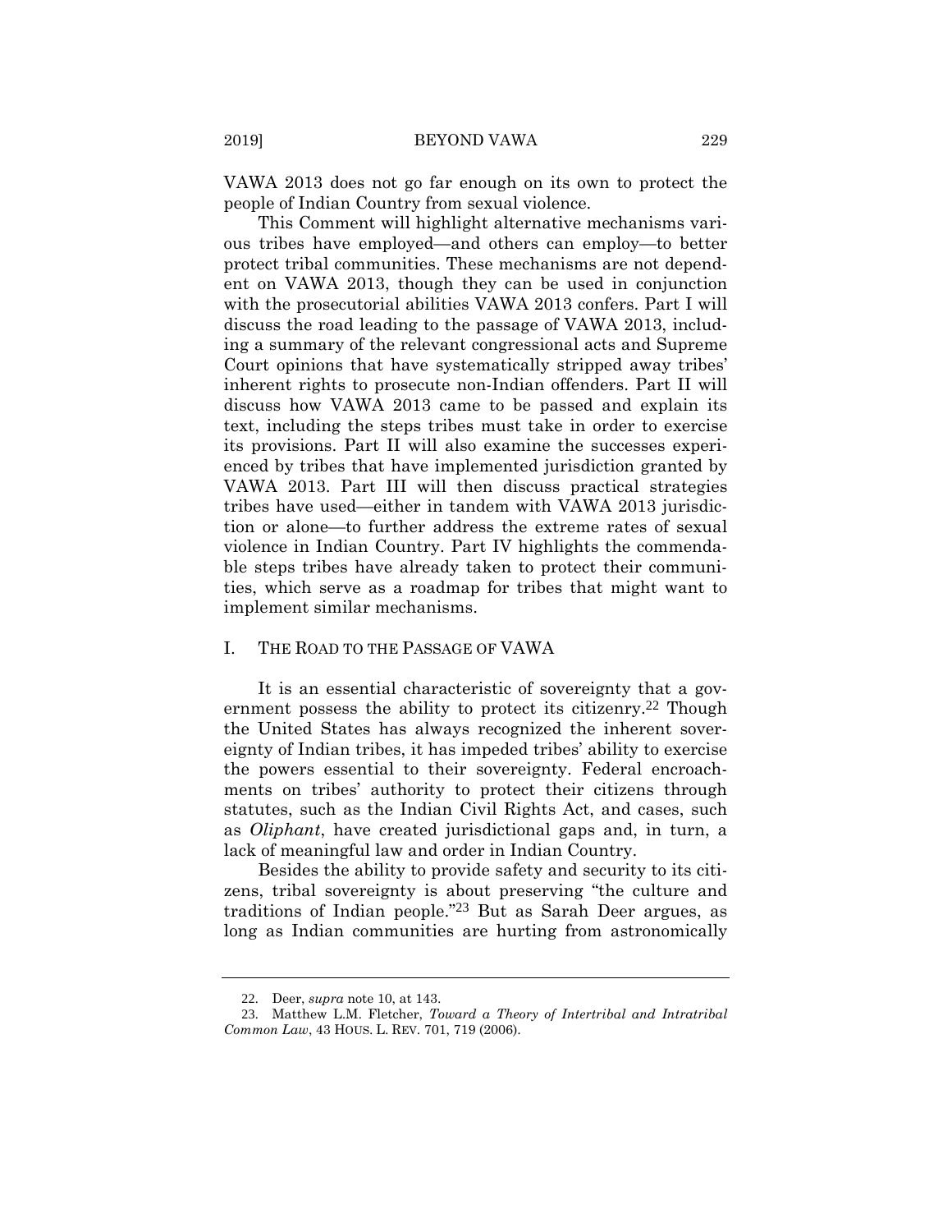VAWA 2013 does not go far enough on its own to protect the people of Indian Country from sexual violence.

This Comment will highlight alternative mechanisms various tribes have employed—and others can employ—to better protect tribal communities. These mechanisms are not dependent on VAWA 2013, though they can be used in conjunction with the prosecutorial abilities VAWA 2013 confers. Part I will discuss the road leading to the passage of VAWA 2013, including a summary of the relevant congressional acts and Supreme Court opinions that have systematically stripped away tribes' inherent rights to prosecute non-Indian offenders. Part II will discuss how VAWA 2013 came to be passed and explain its text, including the steps tribes must take in order to exercise its provisions. Part II will also examine the successes experienced by tribes that have implemented jurisdiction granted by VAWA 2013. Part III will then discuss practical strategies tribes have used—either in tandem with VAWA 2013 jurisdiction or alone—to further address the extreme rates of sexual violence in Indian Country. Part IV highlights the commendable steps tribes have already taken to protect their communities, which serve as a roadmap for tribes that might want to implement similar mechanisms.

## I. THE ROAD TO THE PASSAGE OF VAWA

It is an essential characteristic of sovereignty that a government possess the ability to protect its citizenry.[22] Though the United States has always recognized the inherent sovereignty of Indian tribes, it has impeded tribes' ability to exercise the powers essential to their sovereignty. Federal encroachments on tribes' authority to protect their citizens through statutes, such as the Indian Civil Rights Act, and cases, such as *Oliphant*, have created jurisdictional gaps and, in turn, a lack of meaningful law and order in Indian Country.

Besides the ability to provide safety and security to its citizens, tribal sovereignty is about preserving "the culture and traditions of Indian people."[23] But as Sarah Deer argues, as long as Indian communities are hurting from astronomically

---

22. Deer, *supra* note 10, at 143.

23. Matthew L.M. Fletcher, *Toward a Theory of Intertribal and Intratribal Common Law*, 43 HOUS. L. REV. 701, 719 (2006).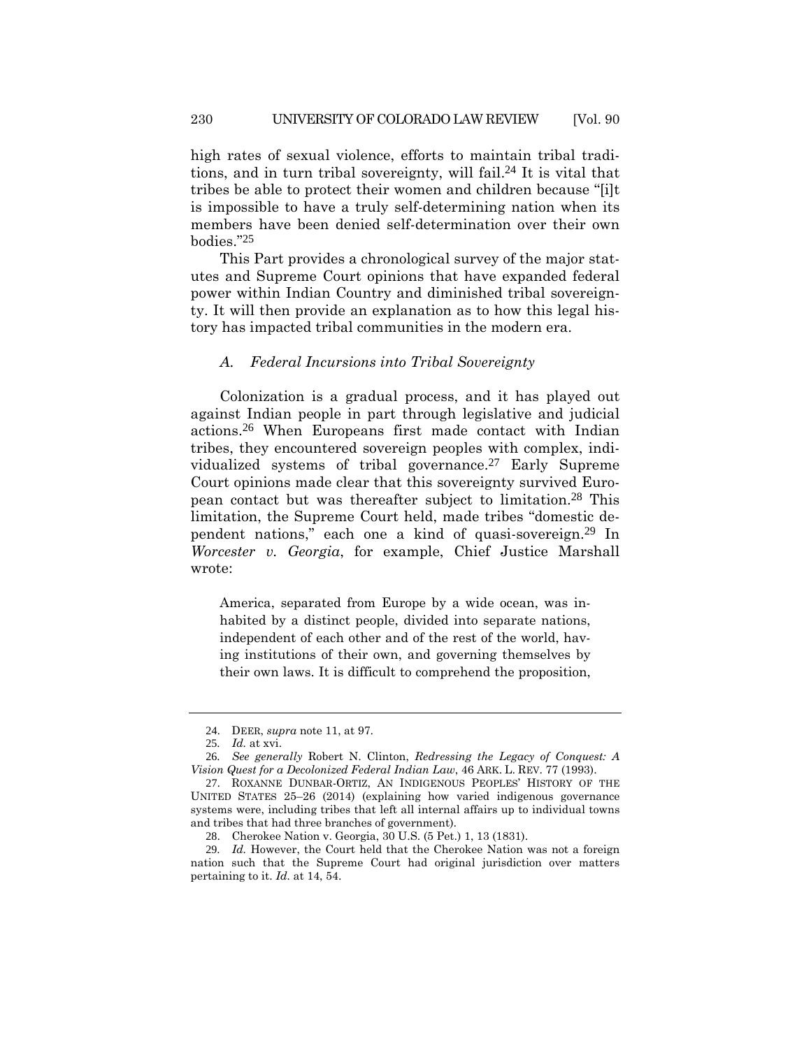high rates of sexual violence, efforts to maintain tribal traditions, and in turn tribal sovereignty, will fail.[24] It is vital that tribes be able to protect their women and children because "[i]t is impossible to have a truly self-determining nation when its members have been denied self-determination over their own bodies."[25]

This Part provides a chronological survey of the major statutes and Supreme Court opinions that have expanded federal power within Indian Country and diminished tribal sovereignty. It will then provide an explanation as to how this legal history has impacted tribal communities in the modern era.

### *A. Federal Incursions into Tribal Sovereignty*

Colonization is a gradual process, and it has played out against Indian people in part through legislative and judicial actions.[26] When Europeans first made contact with Indian tribes, they encountered sovereign peoples with complex, individualized systems of tribal governance.[27] Early Supreme Court opinions made clear that this sovereignty survived European contact but was thereafter subject to limitation.[28] This limitation, the Supreme Court held, made tribes "domestic dependent nations," each one a kind of quasi-sovereign.[29] In *Worcester v. Georgia*, for example, Chief Justice Marshall wrote:

> America, separated from Europe by a wide ocean, was inhabited by a distinct people, divided into separate nations, independent of each other and of the rest of the world, having institutions of their own, and governing themselves by their own laws. It is difficult to comprehend the proposition,

---

24. DEER, *supra* note 11, at 97.

25. *Id.* at xvi.

26. *See generally* Robert N. Clinton, *Redressing the Legacy of Conquest: A Vision Quest for a Decolonized Federal Indian Law*, 46 ARK. L. REV. 77 (1993).

27. ROXANNE DUNBAR-ORTIZ, AN INDIGENOUS PEOPLES' HISTORY OF THE UNITED STATES 25–26 (2014) (explaining how varied indigenous governance systems were, including tribes that left all internal affairs up to individual towns and tribes that had three branches of government).

28. Cherokee Nation v. Georgia, 30 U.S. (5 Pet.) 1, 13 (1831).

29. *Id.* However, the Court held that the Cherokee Nation was not a foreign nation such that the Supreme Court had original jurisdiction over matters pertaining to it. *Id.* at 14, 54.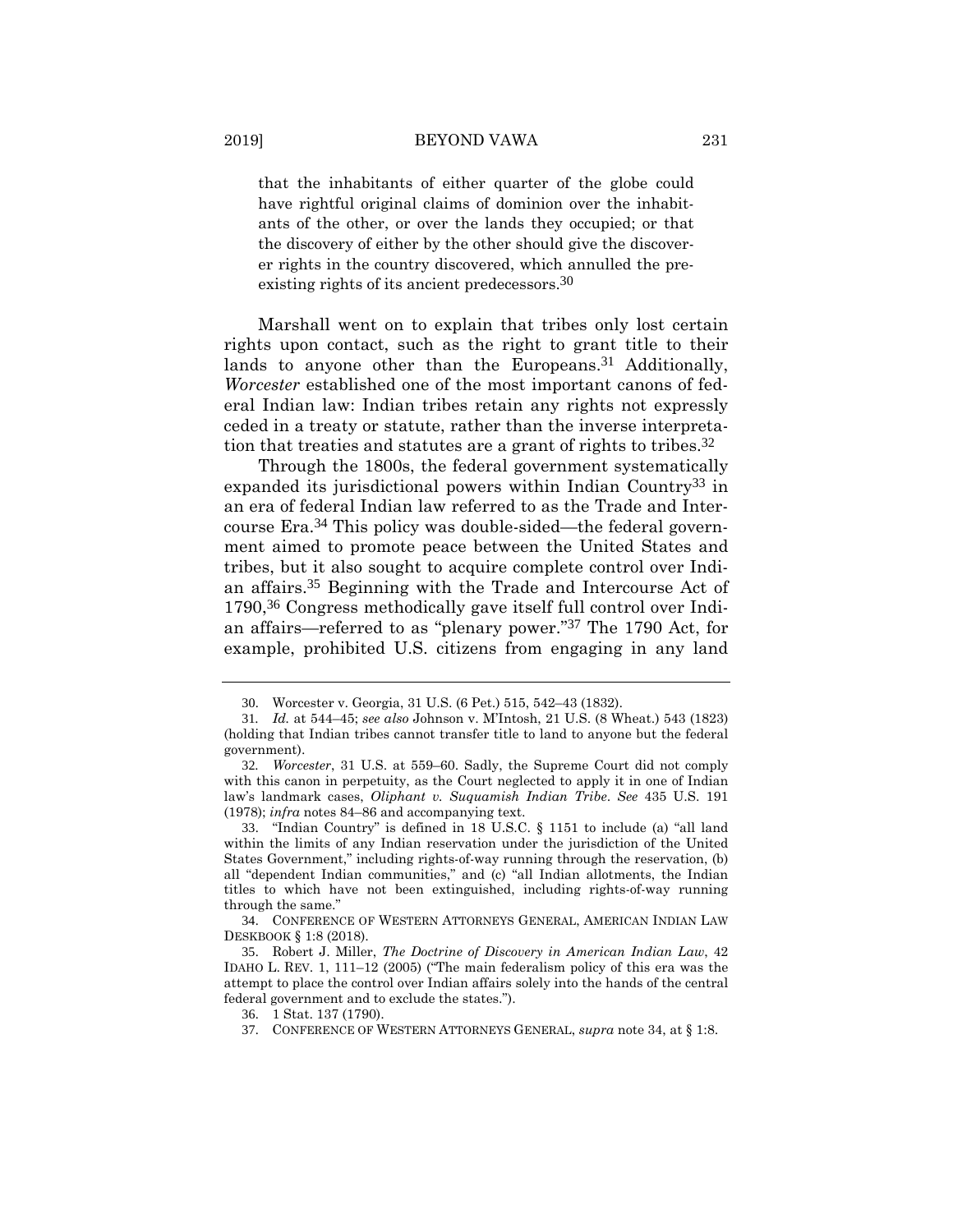that the inhabitants of either quarter of the globe could have rightful original claims of dominion over the inhabitants of the other, or over the lands they occupied; or that the discovery of either by the other should give the discoverer rights in the country discovered, which annulled the pre-existing rights of its ancient predecessors.[30]

Marshall went on to explain that tribes only lost certain rights upon contact, such as the right to grant title to their lands to anyone other than the Europeans.[31] Additionally, *Worcester* established one of the most important canons of federal Indian law: Indian tribes retain any rights not expressly ceded in a treaty or statute, rather than the inverse interpretation that treaties and statutes are a grant of rights to tribes.[32]

Through the 1800s, the federal government systematically expanded its jurisdictional powers within Indian Country[33] in an era of federal Indian law referred to as the Trade and Intercourse Era.[34] This policy was double-sided—the federal government aimed to promote peace between the United States and tribes, but it also sought to acquire complete control over Indian affairs.[35] Beginning with the Trade and Intercourse Act of 1790,[36] Congress methodically gave itself full control over Indian affairs—referred to as "plenary power."[37] The 1790 Act, for example, prohibited U.S. citizens from engaging in any land

---

30. Worcester v. Georgia, 31 U.S. (6 Pet.) 515, 542–43 (1832).

31. *Id.* at 544–45; *see also* Johnson v. M'Intosh, 21 U.S. (8 Wheat.) 543 (1823) (holding that Indian tribes cannot transfer title to land to anyone but the federal government).

32. *Worcester*, 31 U.S. at 559–60. Sadly, the Supreme Court did not comply with this canon in perpetuity, as the Court neglected to apply it in one of Indian law's landmark cases, *Oliphant v. Suquamish Indian Tribe*. *See* 435 U.S. 191 (1978); *infra* notes 84–86 and accompanying text.

33. "Indian Country" is defined in 18 U.S.C. § 1151 to include (a) "all land within the limits of any Indian reservation under the jurisdiction of the United States Government," including rights-of-way running through the reservation, (b) all "dependent Indian communities," and (c) "all Indian allotments, the Indian titles to which have not been extinguished, including rights-of-way running through the same."

34. CONFERENCE OF WESTERN ATTORNEYS GENERAL, AMERICAN INDIAN LAW DESKBOOK § 1:8 (2018).

35. Robert J. Miller, *The Doctrine of Discovery in American Indian Law*, 42 IDAHO L. REV. 1, 111–12 (2005) ("The main federalism policy of this era was the attempt to place the control over Indian affairs solely into the hands of the central federal government and to exclude the states.").

36. 1 Stat. 137 (1790).

37. CONFERENCE OF WESTERN ATTORNEYS GENERAL, *supra* note 34, at § 1:8.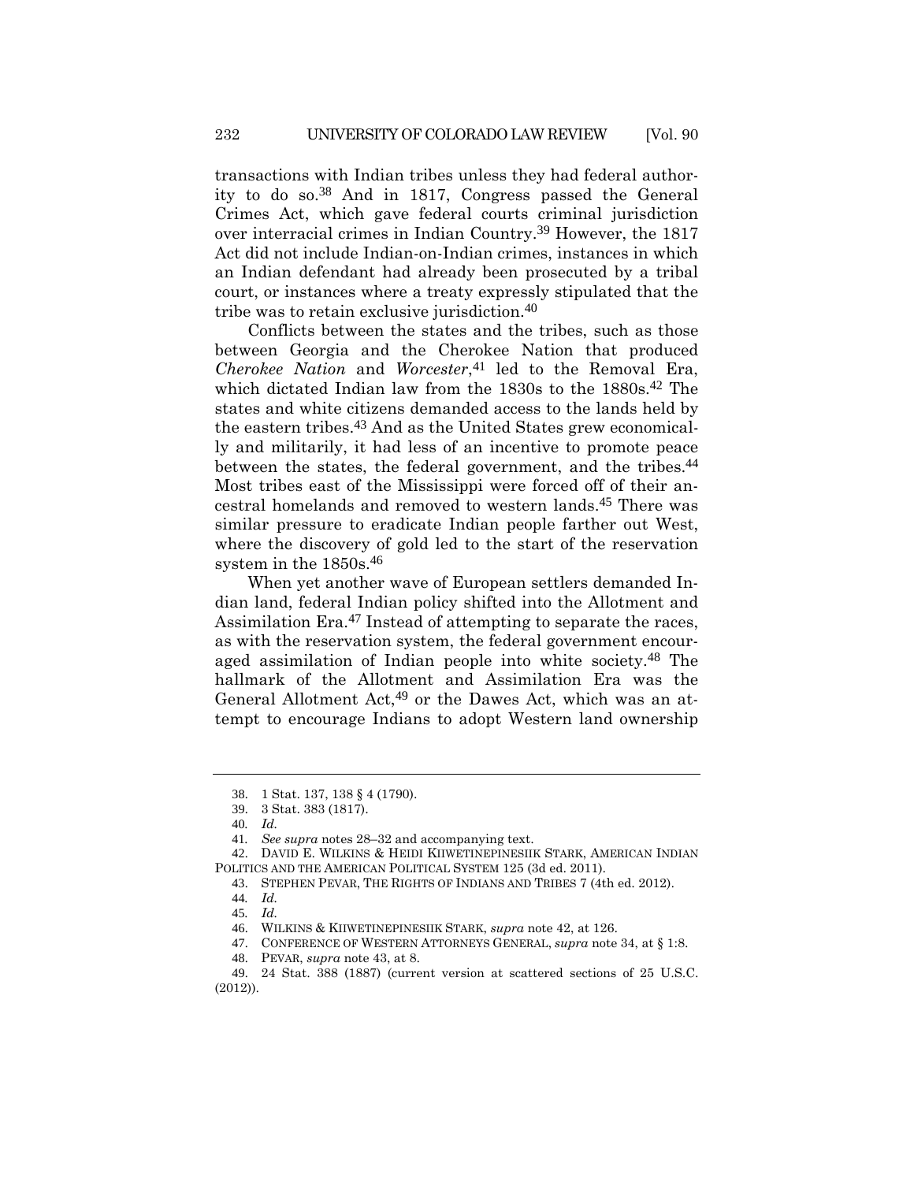transactions with Indian tribes unless they had federal authority to do so.[38] And in 1817, Congress passed the General Crimes Act, which gave federal courts criminal jurisdiction over interracial crimes in Indian Country.[39] However, the 1817 Act did not include Indian-on-Indian crimes, instances in which an Indian defendant had already been prosecuted by a tribal court, or instances where a treaty expressly stipulated that the tribe was to retain exclusive jurisdiction.[40]

Conflicts between the states and the tribes, such as those between Georgia and the Cherokee Nation that produced *Cherokee Nation* and *Worcester*,[41] led to the Removal Era, which dictated Indian law from the 1830s to the 1880s.[42] The states and white citizens demanded access to the lands held by the eastern tribes.[43] And as the United States grew economically and militarily, it had less of an incentive to promote peace between the states, the federal government, and the tribes.[44] Most tribes east of the Mississippi were forced off of their ancestral homelands and removed to western lands.[45] There was similar pressure to eradicate Indian people farther out West, where the discovery of gold led to the start of the reservation system in the 1850s.[46]

When yet another wave of European settlers demanded Indian land, federal Indian policy shifted into the Allotment and Assimilation Era.[47] Instead of attempting to separate the races, as with the reservation system, the federal government encouraged assimilation of Indian people into white society.[48] The hallmark of the Allotment and Assimilation Era was the General Allotment Act,[49] or the Dawes Act, which was an attempt to encourage Indians to adopt Western land ownership

---

38. 1 Stat. 137, 138 § 4 (1790).

39. 3 Stat. 383 (1817).

40. *Id.*

41. *See supra* notes 28–32 and accompanying text.

42. DAVID E. WILKINS & HEIDI KIIWETINEPINESIIK STARK, AMERICAN INDIAN POLITICS AND THE AMERICAN POLITICAL SYSTEM 125 (3d ed. 2011).

43. STEPHEN PEVAR, THE RIGHTS OF INDIANS AND TRIBES 7 (4th ed. 2012).

44. *Id.*

45. *Id.*

46. WILKINS & KIIWETINEPINESIIK STARK, *supra* note 42, at 126.

47. CONFERENCE OF WESTERN ATTORNEYS GENERAL, *supra* note 34, at § 1:8.

48. PEVAR, *supra* note 43, at 8.

49. 24 Stat. 388 (1887) (current version at scattered sections of 25 U.S.C. (2012)).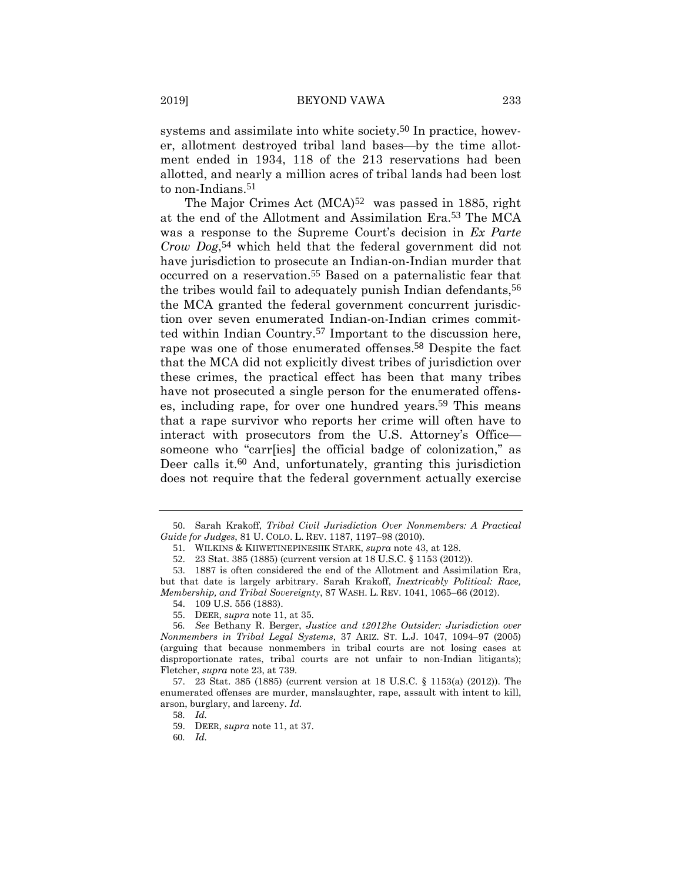systems and assimilate into white society.[50] In practice, however, allotment destroyed tribal land bases—by the time allotment ended in 1934, 118 of the 213 reservations had been allotted, and nearly a million acres of tribal lands had been lost to non-Indians.[51]

The Major Crimes Act (MCA)[52] was passed in 1885, right at the end of the Allotment and Assimilation Era.[53] The MCA was a response to the Supreme Court's decision in *Ex Parte Crow Dog*,[54] which held that the federal government did not have jurisdiction to prosecute an Indian-on-Indian murder that occurred on a reservation.[55] Based on a paternalistic fear that the tribes would fail to adequately punish Indian defendants,[56] the MCA granted the federal government concurrent jurisdiction over seven enumerated Indian-on-Indian crimes committed within Indian Country.[57] Important to the discussion here, rape was one of those enumerated offenses.[58] Despite the fact that the MCA did not explicitly divest tribes of jurisdiction over these crimes, the practical effect has been that many tribes have not prosecuted a single person for the enumerated offenses, including rape, for over one hundred years.[59] This means that a rape survivor who reports her crime will often have to interact with prosecutors from the U.S. Attorney's Office—someone who "carr[ies] the official badge of colonization," as Deer calls it.[60] And, unfortunately, granting this jurisdiction does not require that the federal government actually exercise

---

50. Sarah Krakoff, *Tribal Civil Jurisdiction Over Nonmembers: A Practical Guide for Judges*, 81 U. COLO. L. REV. 1187, 1197–98 (2010).

51. WILKINS & KIIWETINEPINESIIK STARK, *supra* note 43, at 128.

52. 23 Stat. 385 (1885) (current version at 18 U.S.C. § 1153 (2012)).

53. 1887 is often considered the end of the Allotment and Assimilation Era, but that date is largely arbitrary. Sarah Krakoff, *Inextricably Political: Race, Membership, and Tribal Sovereignty*, 87 WASH. L. REV. 1041, 1065–66 (2012).

54. 109 U.S. 556 (1883).

55. DEER, *supra* note 11, at 35.

56. *See* Bethany R. Berger, *Justice and t2012he Outsider: Jurisdiction over Nonmembers in Tribal Legal Systems*, 37 ARIZ. ST. L.J. 1047, 1094–97 (2005) (arguing that because nonmembers in tribal courts are not losing cases at disproportionate rates, tribal courts are not unfair to non-Indian litigants); Fletcher, *supra* note 23, at 739.

57. 23 Stat. 385 (1885) (current version at 18 U.S.C. § 1153(a) (2012)). The enumerated offenses are murder, manslaughter, rape, assault with intent to kill, arson, burglary, and larceny. *Id.*

58. *Id.*

59. DEER, *supra* note 11, at 37.

60. *Id.*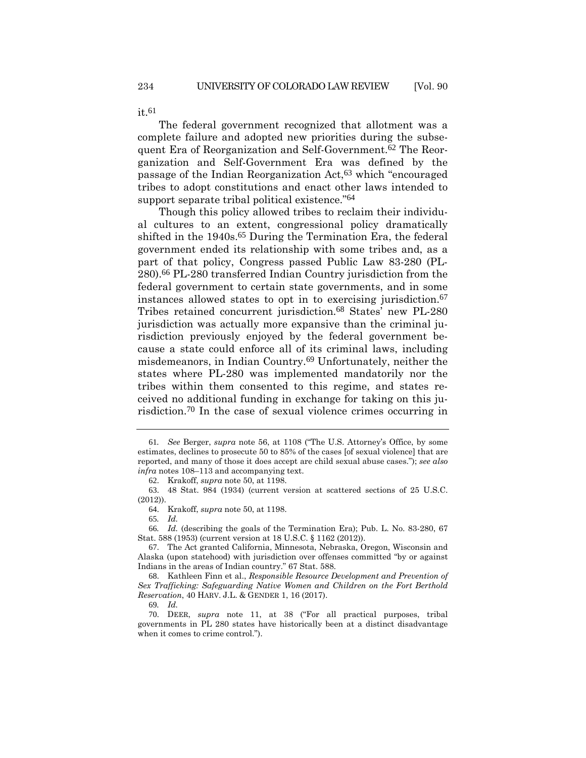it.[61]

The federal government recognized that allotment was a complete failure and adopted new priorities during the subsequent Era of Reorganization and Self-Government.[62] The Reorganization and Self-Government Era was defined by the passage of the Indian Reorganization Act,[63] which "encouraged tribes to adopt constitutions and enact other laws intended to support separate tribal political existence."[64]

Though this policy allowed tribes to reclaim their individual cultures to an extent, congressional policy dramatically shifted in the 1940s.[65] During the Termination Era, the federal government ended its relationship with some tribes and, as a part of that policy, Congress passed Public Law 83-280 (PL-280).[66] PL-280 transferred Indian Country jurisdiction from the federal government to certain state governments, and in some instances allowed states to opt in to exercising jurisdiction.[67] Tribes retained concurrent jurisdiction.[68] States' new PL-280 jurisdiction was actually more expansive than the criminal jurisdiction previously enjoyed by the federal government because a state could enforce all of its criminal laws, including misdemeanors, in Indian Country.[69] Unfortunately, neither the states where PL-280 was implemented mandatorily nor the tribes within them consented to this regime, and states received no additional funding in exchange for taking on this jurisdiction.[70] In the case of sexual violence crimes occurring in

---

61. *See* Berger, *supra* note 56, at 1108 ("The U.S. Attorney's Office, by some estimates, declines to prosecute 50 to 85% of the cases [of sexual violence] that are reported, and many of those it does accept are child sexual abuse cases."); *see also infra* notes 108–113 and accompanying text.

62. Krakoff, *supra* note 50, at 1198.

63. 48 Stat. 984 (1934) (current version at scattered sections of 25 U.S.C. (2012)).

64. Krakoff, *supra* note 50, at 1198.

65. *Id.*

66. *Id.* (describing the goals of the Termination Era); Pub. L. No. 83-280, 67 Stat. 588 (1953) (current version at 18 U.S.C. § 1162 (2012)).

67. The Act granted California, Minnesota, Nebraska, Oregon, Wisconsin and Alaska (upon statehood) with jurisdiction over offenses committed "by or against Indians in the areas of Indian country." 67 Stat. 588.

68. Kathleen Finn et al., *Responsible Resource Development and Prevention of Sex Trafficking: Safeguarding Native Women and Children on the Fort Berthold Reservation*, 40 HARV. J.L. & GENDER 1, 16 (2017).

69. *Id.*

70. DEER, *supra* note 11, at 38 ("For all practical purposes, tribal governments in PL 280 states have historically been at a distinct disadvantage when it comes to crime control.").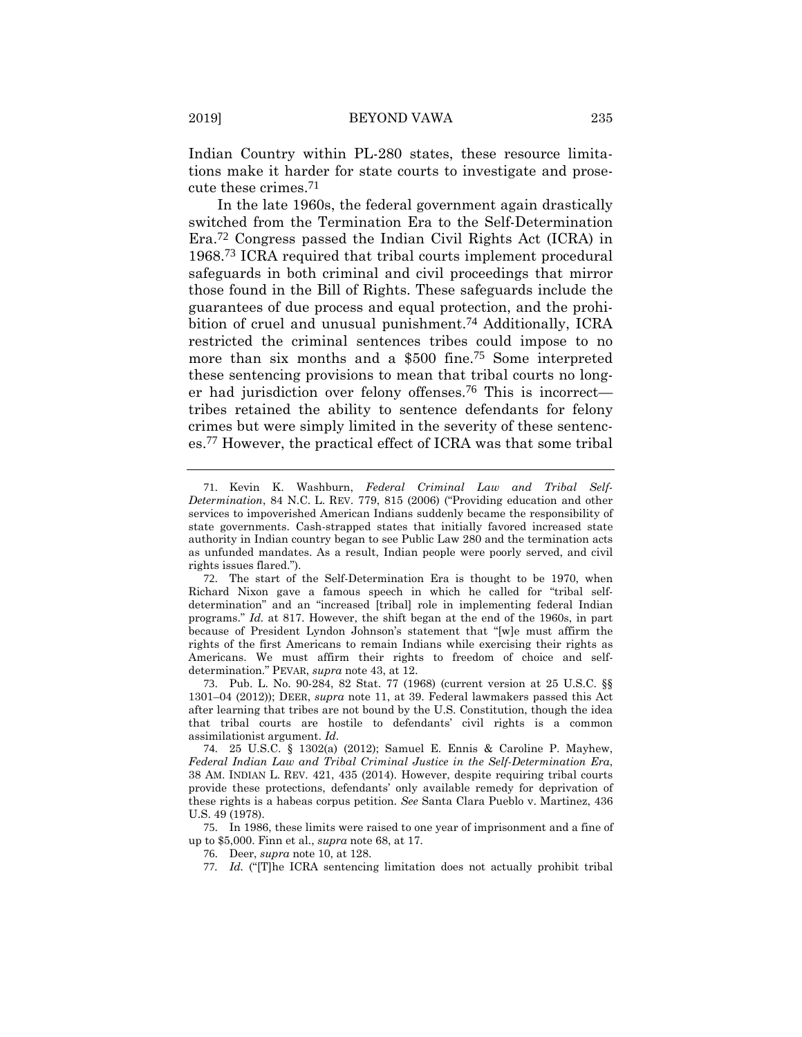Indian Country within PL-280 states, these resource limitations make it harder for state courts to investigate and prosecute these crimes.[71]

In the late 1960s, the federal government again drastically switched from the Termination Era to the Self-Determination Era.[72] Congress passed the Indian Civil Rights Act (ICRA) in 1968.[73] ICRA required that tribal courts implement procedural safeguards in both criminal and civil proceedings that mirror those found in the Bill of Rights. These safeguards include the guarantees of due process and equal protection, and the prohibition of cruel and unusual punishment.[74] Additionally, ICRA restricted the criminal sentences tribes could impose to no more than six months and a $500 fine.[75] Some interpreted these sentencing provisions to mean that tribal courts no longer had jurisdiction over felony offenses.[76] This is incorrect—tribes retained the ability to sentence defendants for felony crimes but were simply limited in the severity of these sentences.[77] However, the practical effect of ICRA was that some tribal

---

71. Kevin K. Washburn, *Federal Criminal Law and Tribal Self-Determination*, 84 N.C. L. REV. 779, 815 (2006) ("Providing education and other services to impoverished American Indians suddenly became the responsibility of state governments. Cash-strapped states that initially favored increased state authority in Indian country began to see Public Law 280 and the termination acts as unfunded mandates. As a result, Indian people were poorly served, and civil rights issues flared.").

72. The start of the Self-Determination Era is thought to be 1970, when Richard Nixon gave a famous speech in which he called for "tribal self-determination" and an "increased [tribal] role in implementing federal Indian programs." *Id.* at 817. However, the shift began at the end of the 1960s, in part because of President Lyndon Johnson's statement that "[w]e must affirm the rights of the first Americans to remain Indians while exercising their rights as Americans. We must affirm their rights to freedom of choice and self-determination." PEVAR, *supra* note 43, at 12.

73. Pub. L. No. 90-284, 82 Stat. 77 (1968) (current version at 25 U.S.C. §§ 1301–04 (2012)); DEER, *supra* note 11, at 39. Federal lawmakers passed this Act after learning that tribes are not bound by the U.S. Constitution, though the idea that tribal courts are hostile to defendants' civil rights is a common assimilationist argument. *Id.*

74. 25 U.S.C. § 1302(a) (2012); Samuel E. Ennis & Caroline P. Mayhew, *Federal Indian Law and Tribal Criminal Justice in the Self-Determination Era*, 38 AM. INDIAN L. REV. 421, 435 (2014). However, despite requiring tribal courts provide these protections, defendants' only available remedy for deprivation of these rights is a habeas corpus petition. *See* Santa Clara Pueblo v. Martinez, 436 U.S. 49 (1978).

75. In 1986, these limits were raised to one year of imprisonment and a fine of up to $5,000. Finn et al., *supra* note 68, at 17.

76. Deer, *supra* note 10, at 128.

77. *Id.* ("[T]he ICRA sentencing limitation does not actually prohibit tribal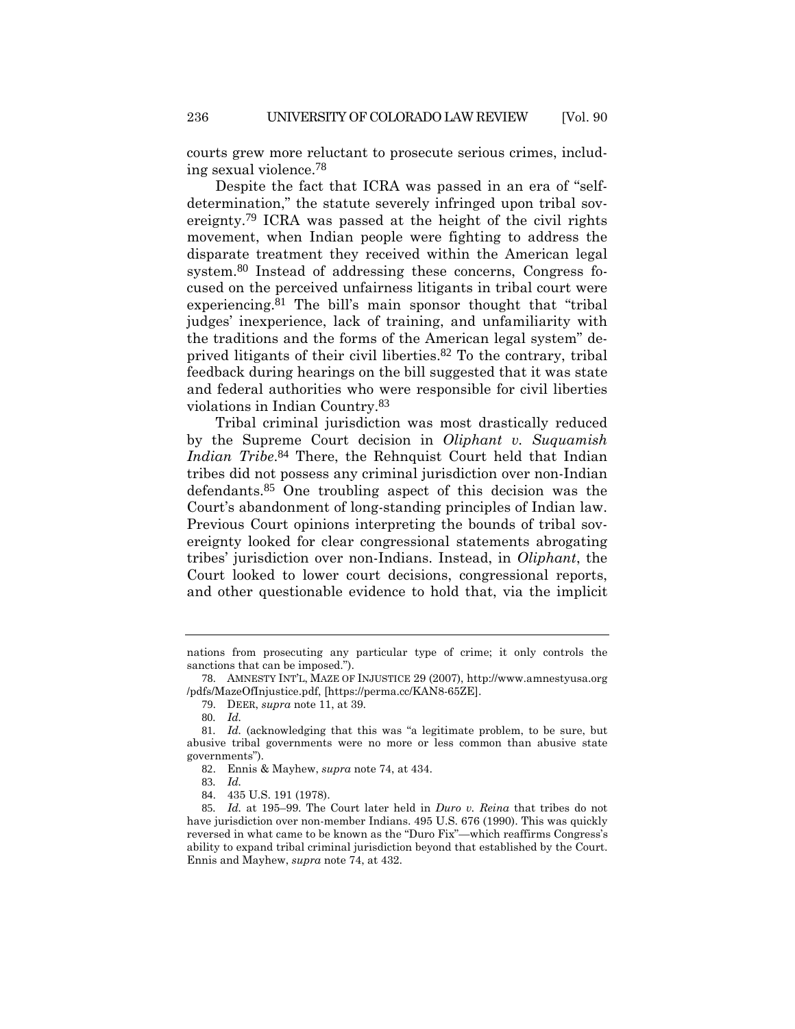courts grew more reluctant to prosecute serious crimes, including sexual violence.[78]

Despite the fact that ICRA was passed in an era of "self-determination," the statute severely infringed upon tribal sovereignty.[79] ICRA was passed at the height of the civil rights movement, when Indian people were fighting to address the disparate treatment they received within the American legal system.[80] Instead of addressing these concerns, Congress focused on the perceived unfairness litigants in tribal court were experiencing.[81] The bill's main sponsor thought that "tribal judges' inexperience, lack of training, and unfamiliarity with the traditions and the forms of the American legal system" deprived litigants of their civil liberties.[82] To the contrary, tribal feedback during hearings on the bill suggested that it was state and federal authorities who were responsible for civil liberties violations in Indian Country.[83]

Tribal criminal jurisdiction was most drastically reduced by the Supreme Court decision in *Oliphant v. Suquamish Indian Tribe*.[84] There, the Rehnquist Court held that Indian tribes did not possess any criminal jurisdiction over non-Indian defendants.[85] One troubling aspect of this decision was the Court's abandonment of long-standing principles of Indian law. Previous Court opinions interpreting the bounds of tribal sovereignty looked for clear congressional statements abrogating tribes' jurisdiction over non-Indians. Instead, in *Oliphant*, the Court looked to lower court decisions, congressional reports, and other questionable evidence to hold that, via the implicit

---

nations from prosecuting any particular type of crime; it only controls the sanctions that can be imposed.").

78. AMNESTY INT'L, MAZE OF INJUSTICE 29 (2007), http://www.amnestyusa.org/pdfs/MazeOfInjustice.pdf, [https://perma.cc/KAN8-65ZE].

79. DEER, *supra* note 11, at 39.

80. *Id.*

81. *Id.* (acknowledging that this was "a legitimate problem, to be sure, but abusive tribal governments were no more or less common than abusive state governments").

82. Ennis & Mayhew, *supra* note 74, at 434.

83. *Id.*

84. 435 U.S. 191 (1978).

85. *Id.* at 195–99. The Court later held in *Duro v. Reina* that tribes do not have jurisdiction over non-member Indians. 495 U.S. 676 (1990). This was quickly reversed in what came to be known as the "Duro Fix"—which reaffirms Congress's ability to expand tribal criminal jurisdiction beyond that established by the Court. Ennis and Mayhew, *supra* note 74, at 432.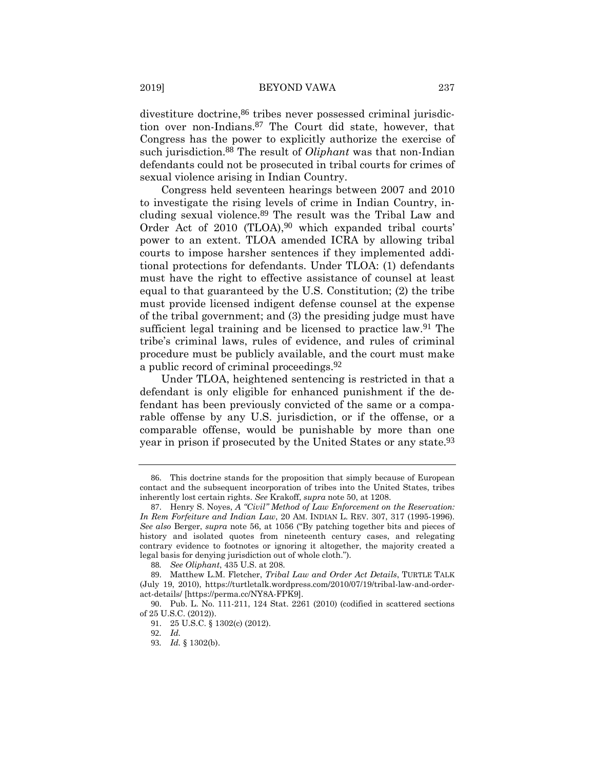divestiture doctrine,[86] tribes never possessed criminal jurisdiction over non-Indians.[87] The Court did state, however, that Congress has the power to explicitly authorize the exercise of such jurisdiction.[88] The result of *Oliphant* was that non-Indian defendants could not be prosecuted in tribal courts for crimes of sexual violence arising in Indian Country.

Congress held seventeen hearings between 2007 and 2010 to investigate the rising levels of crime in Indian Country, including sexual violence.[89] The result was the Tribal Law and Order Act of 2010 (TLOA),[90] which expanded tribal courts' power to an extent. TLOA amended ICRA by allowing tribal courts to impose harsher sentences if they implemented additional protections for defendants. Under TLOA: (1) defendants must have the right to effective assistance of counsel at least equal to that guaranteed by the U.S. Constitution; (2) the tribe must provide licensed indigent defense counsel at the expense of the tribal government; and (3) the presiding judge must have sufficient legal training and be licensed to practice law.[91] The tribe's criminal laws, rules of evidence, and rules of criminal procedure must be publicly available, and the court must make a public record of criminal proceedings.[92]

Under TLOA, heightened sentencing is restricted in that a defendant is only eligible for enhanced punishment if the defendant has been previously convicted of the same or a comparable offense by any U.S. jurisdiction, or if the offense, or a comparable offense, would be punishable by more than one year in prison if prosecuted by the United States or any state.[93]

---

86. This doctrine stands for the proposition that simply because of European contact and the subsequent incorporation of tribes into the United States, tribes inherently lost certain rights. *See* Krakoff, *supra* note 50, at 1208.

87. Henry S. Noyes, *A "Civil" Method of Law Enforcement on the Reservation: In Rem Forfeiture and Indian Law*, 20 AM. INDIAN L. REV. 307, 317 (1995-1996). *See also* Berger, *supra* note 56, at 1056 ("By patching together bits and pieces of history and isolated quotes from nineteenth century cases, and relegating contrary evidence to footnotes or ignoring it altogether, the majority created a legal basis for denying jurisdiction out of whole cloth.").

88. *See Oliphant*, 435 U.S. at 208.

89. Matthew L.M. Fletcher, *Tribal Law and Order Act Details*, TURTLE TALK (July 19, 2010), https://turtletalk.wordpress.com/2010/07/19/tribal-law-and-order-act-details/ [https://perma.cc/NY8A-FPK9].

90. Pub. L. No. 111-211, 124 Stat. 2261 (2010) (codified in scattered sections of 25 U.S.C. (2012)).

91. 25 U.S.C. § 1302(c) (2012).

92. *Id.*

93. *Id.* § 1302(b).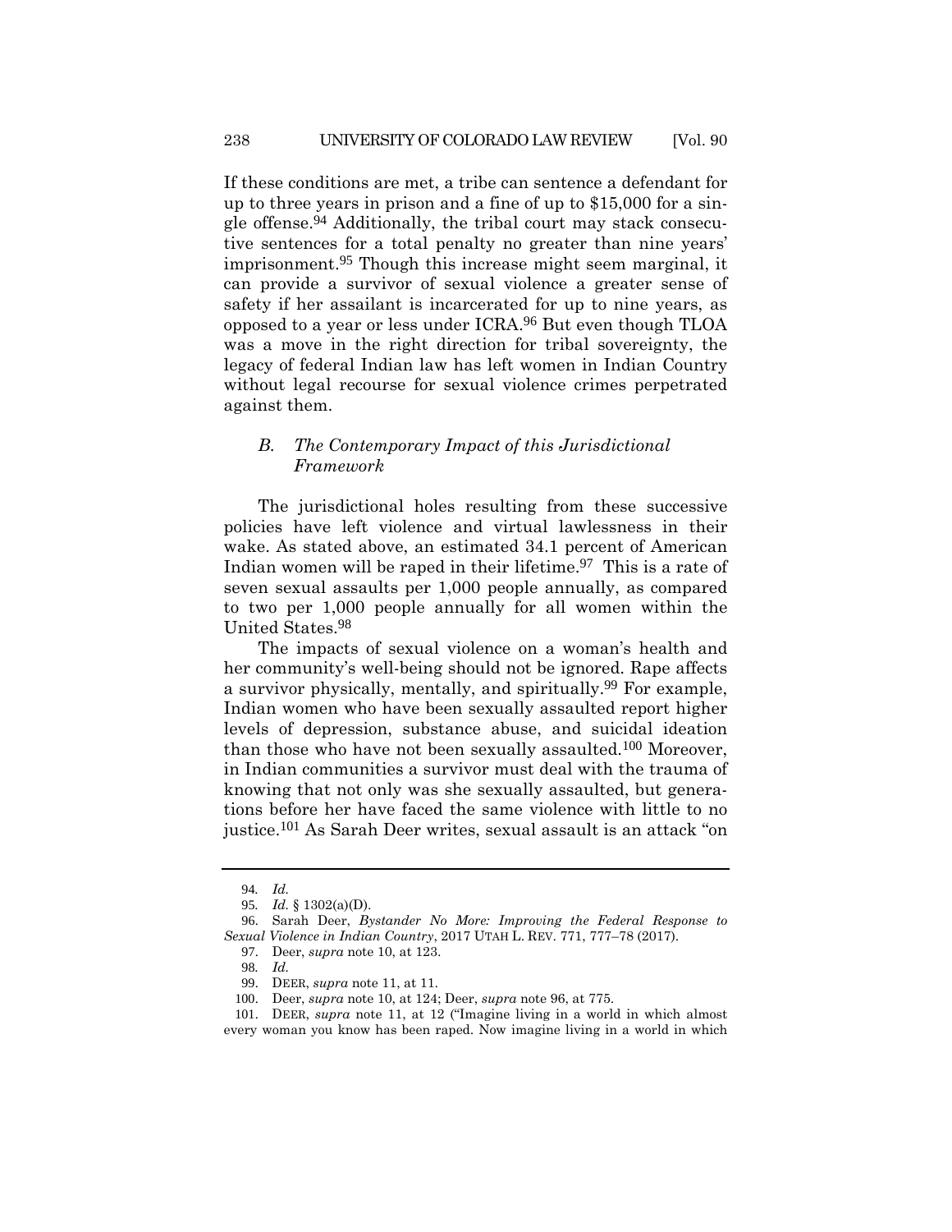If these conditions are met, a tribe can sentence a defendant for up to three years in prison and a fine of up to $15,000 for a single offense.[94] Additionally, the tribal court may stack consecutive sentences for a total penalty no greater than nine years' imprisonment.[95] Though this increase might seem marginal, it can provide a survivor of sexual violence a greater sense of safety if her assailant is incarcerated for up to nine years, as opposed to a year or less under ICRA.[96] But even though TLOA was a move in the right direction for tribal sovereignty, the legacy of federal Indian law has left women in Indian Country without legal recourse for sexual violence crimes perpetrated against them.

### *B. The Contemporary Impact of this Jurisdictional Framework*

The jurisdictional holes resulting from these successive policies have left violence and virtual lawlessness in their wake. As stated above, an estimated 34.1 percent of American Indian women will be raped in their lifetime.[97] This is a rate of seven sexual assaults per 1,000 people annually, as compared to two per 1,000 people annually for all women within the United States.[98]

The impacts of sexual violence on a woman's health and her community's well-being should not be ignored. Rape affects a survivor physically, mentally, and spiritually.[99] For example, Indian women who have been sexually assaulted report higher levels of depression, substance abuse, and suicidal ideation than those who have not been sexually assaulted.[100] Moreover, in Indian communities a survivor must deal with the trauma of knowing that not only was she sexually assaulted, but generations before her have faced the same violence with little to no justice.[101] As Sarah Deer writes, sexual assault is an attack "on

---

94. *Id.*

95. *Id.* § 1302(a)(D).

96. Sarah Deer, *Bystander No More: Improving the Federal Response to Sexual Violence in Indian Country*, 2017 UTAH L. REV. 771, 777–78 (2017).

97. Deer, *supra* note 10, at 123.

98. *Id.*

99. DEER, *supra* note 11, at 11.

100. Deer, *supra* note 10, at 124; Deer, *supra* note 96, at 775.

101. DEER, *supra* note 11, at 12 ("Imagine living in a world in which almost every woman you know has been raped. Now imagine living in a world in which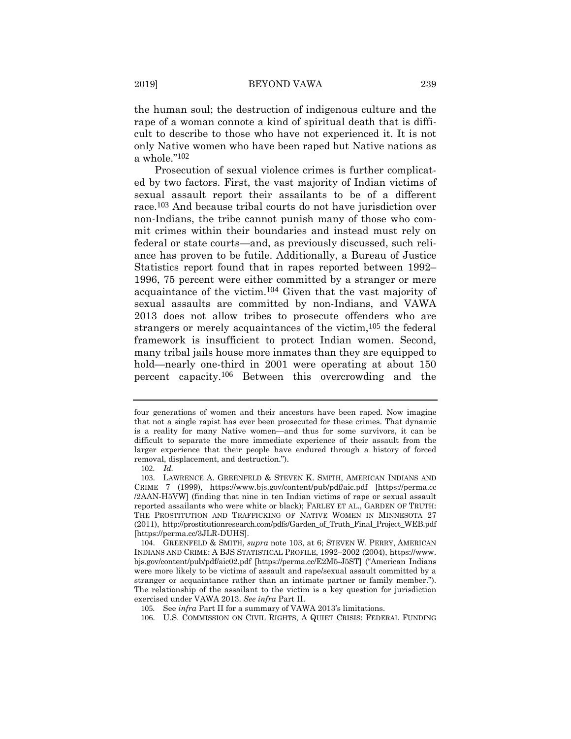the human soul; the destruction of indigenous culture and the rape of a woman connote a kind of spiritual death that is difficult to describe to those who have not experienced it. It is not only Native women who have been raped but Native nations as a whole."[102]

Prosecution of sexual violence crimes is further complicated by two factors. First, the vast majority of Indian victims of sexual assault report their assailants to be of a different race.[103] And because tribal courts do not have jurisdiction over non-Indians, the tribe cannot punish many of those who commit crimes within their boundaries and instead must rely on federal or state courts—and, as previously discussed, such reliance has proven to be futile. Additionally, a Bureau of Justice Statistics report found that in rapes reported between 1992–1996, 75 percent were either committed by a stranger or mere acquaintance of the victim.[104] Given that the vast majority of sexual assaults are committed by non-Indians, and VAWA 2013 does not allow tribes to prosecute offenders who are strangers or merely acquaintances of the victim,[105] the federal framework is insufficient to protect Indian women. Second, many tribal jails house more inmates than they are equipped to hold—nearly one-third in 2001 were operating at about 150 percent capacity.[106] Between this overcrowding and the

---

four generations of women and their ancestors have been raped. Now imagine that not a single rapist has ever been prosecuted for these crimes. That dynamic is a reality for many Native women—and thus for some survivors, it can be difficult to separate the more immediate experience of their assault from the larger experience that their people have endured through a history of forced removal, displacement, and destruction.").

102. *Id.*

103. LAWRENCE A. GREENFELD & STEVEN K. SMITH, AMERICAN INDIANS AND CRIME 7 (1999), https://www.bjs.gov/content/pub/pdf/aic.pdf [https://perma.cc/2AAN-H5VW] (finding that nine in ten Indian victims of rape or sexual assault reported assailants who were white or black); FARLEY ET AL., GARDEN OF TRUTH: THE PROSTITUTION AND TRAFFICKING OF NATIVE WOMEN IN MINNESOTA 27 (2011), http://prostitutionresearch.com/pdfs/Garden_of_Truth_Final_Project_WEB.pdf [https://perma.cc/3JLR-DUHS].

104. GREENFELD & SMITH, *supra* note 103, at 6; STEVEN W. PERRY, AMERICAN INDIANS AND CRIME: A BJS STATISTICAL PROFILE, 1992–2002 (2004), https://www.bjs.gov/content/pub/pdf/aic02.pdf [https://perma.cc/E2M5-J5ST] ("American Indians were more likely to be victims of assault and rape/sexual assault committed by a stranger or acquaintance rather than an intimate partner or family member."). The relationship of the assailant to the victim is a key question for jurisdiction exercised under VAWA 2013. *See infra* Part II.

105. See *infra* Part II for a summary of VAWA 2013's limitations.

106. U.S. COMMISSION ON CIVIL RIGHTS, A QUIET CRISIS: FEDERAL FUNDING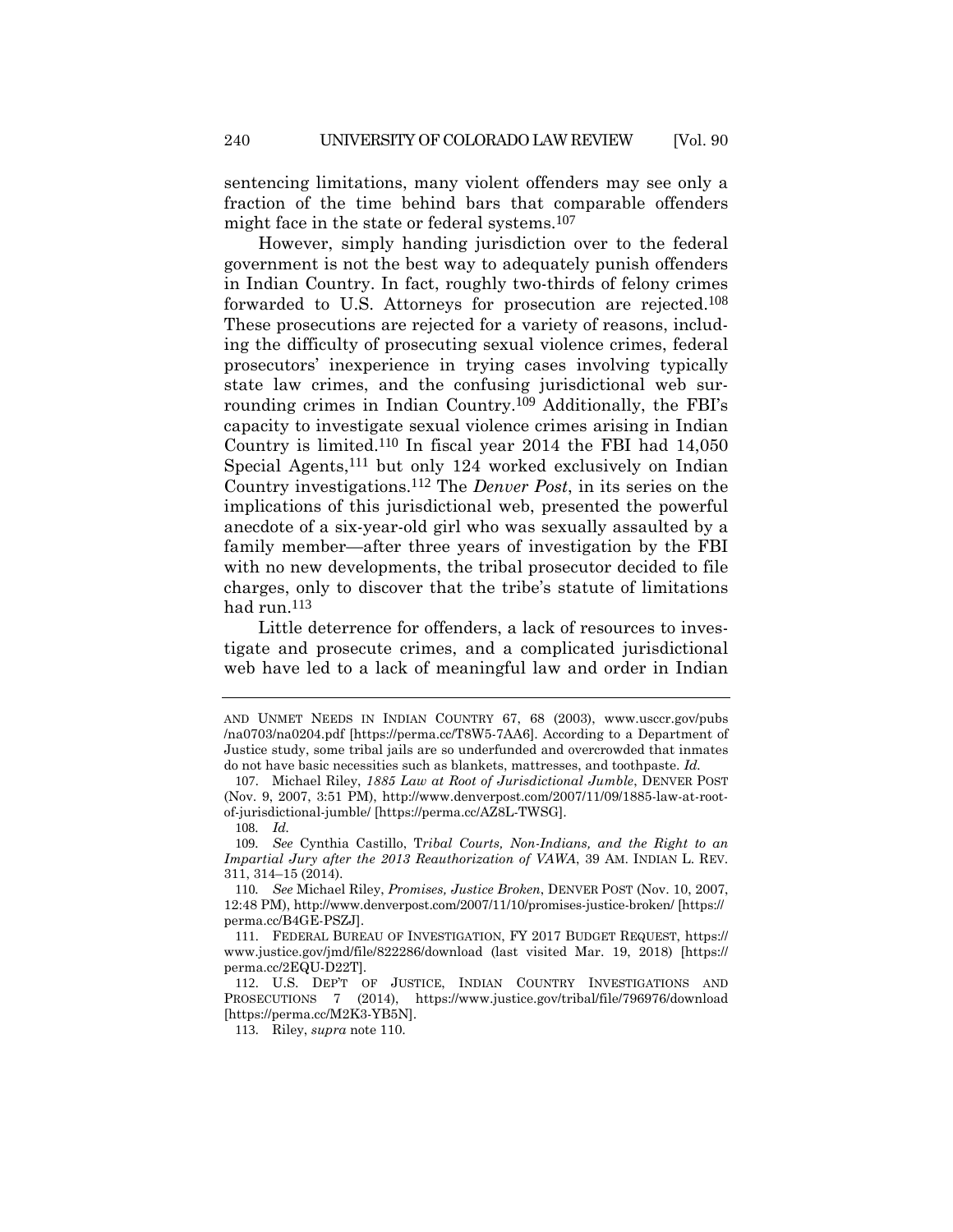sentencing limitations, many violent offenders may see only a fraction of the time behind bars that comparable offenders might face in the state or federal systems.[107]

However, simply handing jurisdiction over to the federal government is not the best way to adequately punish offenders in Indian Country. In fact, roughly two-thirds of felony crimes forwarded to U.S. Attorneys for prosecution are rejected.[108] These prosecutions are rejected for a variety of reasons, including the difficulty of prosecuting sexual violence crimes, federal prosecutors' inexperience in trying cases involving typically state law crimes, and the confusing jurisdictional web surrounding crimes in Indian Country.[109] Additionally, the FBI's capacity to investigate sexual violence crimes arising in Indian Country is limited.[110] In fiscal year 2014 the FBI had 14,050 Special Agents,[111] but only 124 worked exclusively on Indian Country investigations.[112] The *Denver Post*, in its series on the implications of this jurisdictional web, presented the powerful anecdote of a six-year-old girl who was sexually assaulted by a family member—after three years of investigation by the FBI with no new developments, the tribal prosecutor decided to file charges, only to discover that the tribe's statute of limitations had run.[113]

Little deterrence for offenders, a lack of resources to investigate and prosecute crimes, and a complicated jurisdictional web have led to a lack of meaningful law and order in Indian

---

AND UNMET NEEDS IN INDIAN COUNTRY 67, 68 (2003), www.usccr.gov/pubs/na0703/na0204.pdf [https://perma.cc/T8W5-7AA6]. According to a Department of Justice study, some tribal jails are so underfunded and overcrowded that inmates do not have basic necessities such as blankets, mattresses, and toothpaste. *Id.*

107. Michael Riley, *1885 Law at Root of Jurisdictional Jumble*, DENVER POST (Nov. 9, 2007, 3:51 PM), http://www.denverpost.com/2007/11/09/1885-law-at-root-of-jurisdictional-jumble/ [https://perma.cc/AZ8L-TWSG].

108. *Id.*

109. *See* Cynthia Castillo, *Tribal Courts, Non-Indians, and the Right to an Impartial Jury after the 2013 Reauthorization of VAWA*, 39 AM. INDIAN L. REV. 311, 314–15 (2014).

110. *See* Michael Riley, *Promises, Justice Broken*, DENVER POST (Nov. 10, 2007, 12:48 PM), http://www.denverpost.com/2007/11/10/promises-justice-broken/ [https://perma.cc/B4GE-PSZJ].

111. FEDERAL BUREAU OF INVESTIGATION, FY 2017 BUDGET REQUEST, https://www.justice.gov/jmd/file/822286/download (last visited Mar. 19, 2018) [https://perma.cc/2EQU-D22T].

112. U.S. DEP'T OF JUSTICE, INDIAN COUNTRY INVESTIGATIONS AND PROSECUTIONS 7 (2014), https://www.justice.gov/tribal/file/796976/download [https://perma.cc/M2K3-YB5N].

113. Riley, *supra* note 110.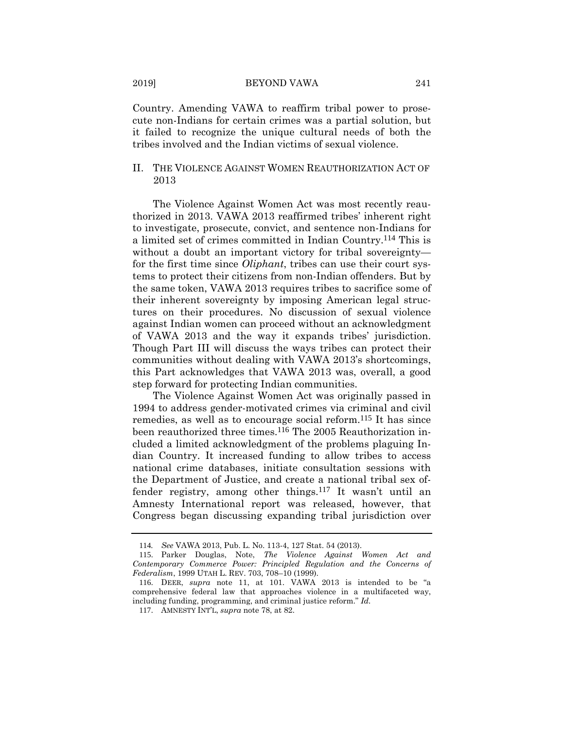Country. Amending VAWA to reaffirm tribal power to prosecute non-Indians for certain crimes was a partial solution, but it failed to recognize the unique cultural needs of both the tribes involved and the Indian victims of sexual violence.

## II. THE VIOLENCE AGAINST WOMEN REAUTHORIZATION ACT OF 2013

The Violence Against Women Act was most recently reauthorized in 2013. VAWA 2013 reaffirmed tribes' inherent right to investigate, prosecute, convict, and sentence non-Indians for a limited set of crimes committed in Indian Country.[114] This is without a doubt an important victory for tribal sovereignty—for the first time since *Oliphant*, tribes can use their court systems to protect their citizens from non-Indian offenders. But by the same token, VAWA 2013 requires tribes to sacrifice some of their inherent sovereignty by imposing American legal structures on their procedures. No discussion of sexual violence against Indian women can proceed without an acknowledgment of VAWA 2013 and the way it expands tribes' jurisdiction. Though Part III will discuss the ways tribes can protect their communities without dealing with VAWA 2013's shortcomings, this Part acknowledges that VAWA 2013 was, overall, a good step forward for protecting Indian communities.

The Violence Against Women Act was originally passed in 1994 to address gender-motivated crimes via criminal and civil remedies, as well as to encourage social reform.[115] It has since been reauthorized three times.[116] The 2005 Reauthorization included a limited acknowledgment of the problems plaguing Indian Country. It increased funding to allow tribes to access national crime databases, initiate consultation sessions with the Department of Justice, and create a national tribal sex offender registry, among other things.[117] It wasn't until an Amnesty International report was released, however, that Congress began discussing expanding tribal jurisdiction over

---

114. *See* VAWA 2013, Pub. L. No. 113-4, 127 Stat. 54 (2013).

115. Parker Douglas, Note, *The Violence Against Women Act and Contemporary Commerce Power: Principled Regulation and the Concerns of Federalism*, 1999 UTAH L. REV. 703, 708–10 (1999).

116. DEER, *supra* note 11, at 101. VAWA 2013 is intended to be "a comprehensive federal law that approaches violence in a multifaceted way, including funding, programming, and criminal justice reform." *Id.*

117. AMNESTY INT'L, *supra* note 78, at 82.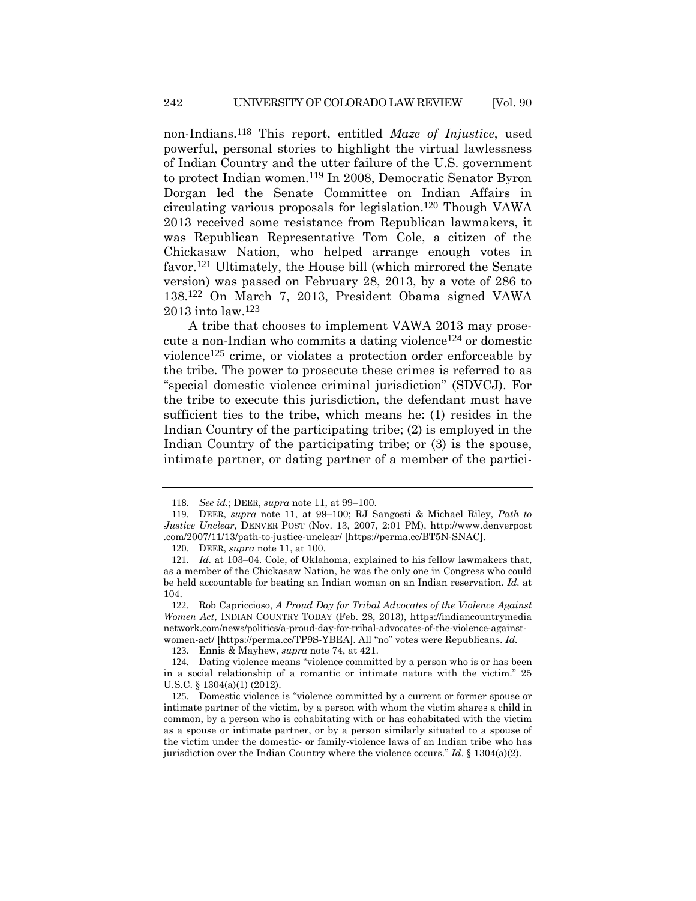non-Indians.[118] This report, entitled *Maze of Injustice*, used powerful, personal stories to highlight the virtual lawlessness of Indian Country and the utter failure of the U.S. government to protect Indian women.[119] In 2008, Democratic Senator Byron Dorgan led the Senate Committee on Indian Affairs in circulating various proposals for legislation.[120] Though VAWA 2013 received some resistance from Republican lawmakers, it was Republican Representative Tom Cole, a citizen of the Chickasaw Nation, who helped arrange enough votes in favor.[121] Ultimately, the House bill (which mirrored the Senate version) was passed on February 28, 2013, by a vote of 286 to 138.[122] On March 7, 2013, President Obama signed VAWA 2013 into law.[123]

A tribe that chooses to implement VAWA 2013 may prosecute a non-Indian who commits a dating violence[124] or domestic violence[125] crime, or violates a protection order enforceable by the tribe. The power to prosecute these crimes is referred to as "special domestic violence criminal jurisdiction" (SDVCJ). For the tribe to execute this jurisdiction, the defendant must have sufficient ties to the tribe, which means he: (1) resides in the Indian Country of the participating tribe; (2) is employed in the Indian Country of the participating tribe; or (3) is the spouse, intimate partner, or dating partner of a member of the partici-

---

118. *See id.*; DEER, *supra* note 11, at 99–100.

119. DEER, *supra* note 11, at 99–100; RJ Sangosti & Michael Riley, *Path to Justice Unclear*, DENVER POST (Nov. 13, 2007, 2:01 PM), http://www.denverpost.com/2007/11/13/path-to-justice-unclear/ [https://perma.cc/BT5N-SNAC].

120. DEER, *supra* note 11, at 100.

121. *Id.* at 103–04. Cole, of Oklahoma, explained to his fellow lawmakers that, as a member of the Chickasaw Nation, he was the only one in Congress who could be held accountable for beating an Indian woman on an Indian reservation. *Id.* at 104.

122. Rob Capriccioso, *A Proud Day for Tribal Advocates of the Violence Against Women Act*, INDIAN COUNTRY TODAY (Feb. 28, 2013), https://indiancountrymedianetwork.com/news/politics/a-proud-day-for-tribal-advocates-of-the-violence-against-women-act/ [https://perma.cc/TP9S-YBEA]. All "no" votes were Republicans. *Id.*

123. Ennis & Mayhew, *supra* note 74, at 421.

124. Dating violence means "violence committed by a person who is or has been in a social relationship of a romantic or intimate nature with the victim." 25 U.S.C. § 1304(a)(1) (2012).

125. Domestic violence is "violence committed by a current or former spouse or intimate partner of the victim, by a person with whom the victim shares a child in common, by a person who is cohabitating with or has cohabitated with the victim as a spouse or intimate partner, or by a person similarly situated to a spouse of the victim under the domestic- or family-violence laws of an Indian tribe who has jurisdiction over the Indian Country where the violence occurs." *Id*. § 1304(a)(2).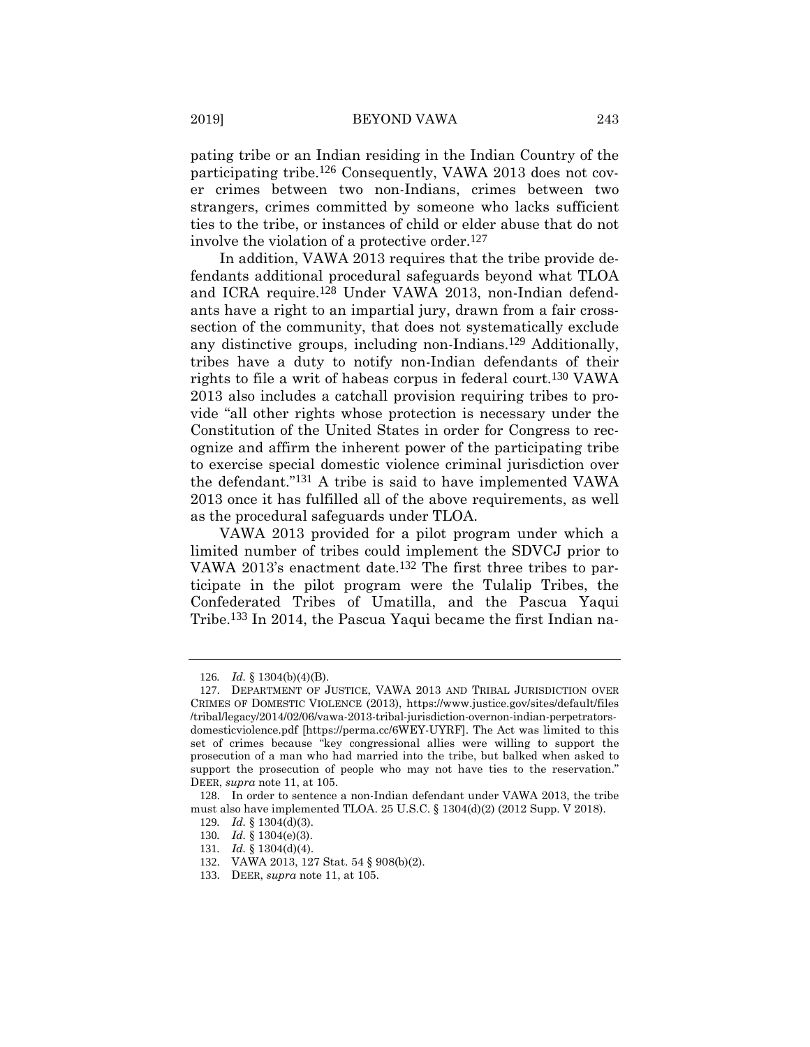pating tribe or an Indian residing in the Indian Country of the participating tribe.[126] Consequently, VAWA 2013 does not cover crimes between two non-Indians, crimes between two strangers, crimes committed by someone who lacks sufficient ties to the tribe, or instances of child or elder abuse that do not involve the violation of a protective order.[127]

In addition, VAWA 2013 requires that the tribe provide defendants additional procedural safeguards beyond what TLOA and ICRA require.[128] Under VAWA 2013, non-Indian defendants have a right to an impartial jury, drawn from a fair cross-section of the community, that does not systematically exclude any distinctive groups, including non-Indians.[129] Additionally, tribes have a duty to notify non-Indian defendants of their rights to file a writ of habeas corpus in federal court.[130] VAWA 2013 also includes a catchall provision requiring tribes to provide "all other rights whose protection is necessary under the Constitution of the United States in order for Congress to recognize and affirm the inherent power of the participating tribe to exercise special domestic violence criminal jurisdiction over the defendant."[131] A tribe is said to have implemented VAWA 2013 once it has fulfilled all of the above requirements, as well as the procedural safeguards under TLOA.

VAWA 2013 provided for a pilot program under which a limited number of tribes could implement the SDVCJ prior to VAWA 2013's enactment date.[132] The first three tribes to participate in the pilot program were the Tulalip Tribes, the Confederated Tribes of Umatilla, and the Pascua Yaqui Tribe.[133] In 2014, the Pascua Yaqui became the first Indian na-

---

126. *Id.* § 1304(b)(4)(B).

127. DEPARTMENT OF JUSTICE, VAWA 2013 AND TRIBAL JURISDICTION OVER CRIMES OF DOMESTIC VIOLENCE (2013), https://www.justice.gov/sites/default/files/tribal/legacy/2014/02/06/vawa-2013-tribal-jurisdiction-overnon-indian-perpetrators-domesticviolence.pdf [https://perma.cc/6WEY-UYRF]. The Act was limited to this set of crimes because "key congressional allies were willing to support the prosecution of a man who had married into the tribe, but balked when asked to support the prosecution of people who may not have ties to the reservation." DEER, *supra* note 11, at 105.

128. In order to sentence a non-Indian defendant under VAWA 2013, the tribe must also have implemented TLOA. 25 U.S.C. § 1304(d)(2) (2012 Supp. V 2018).

129. *Id.* § 1304(d)(3).

130. *Id.* § 1304(e)(3).

131. *Id.* § 1304(d)(4).

132. VAWA 2013, 127 Stat. 54 § 908(b)(2).

133. DEER, *supra* note 11, at 105.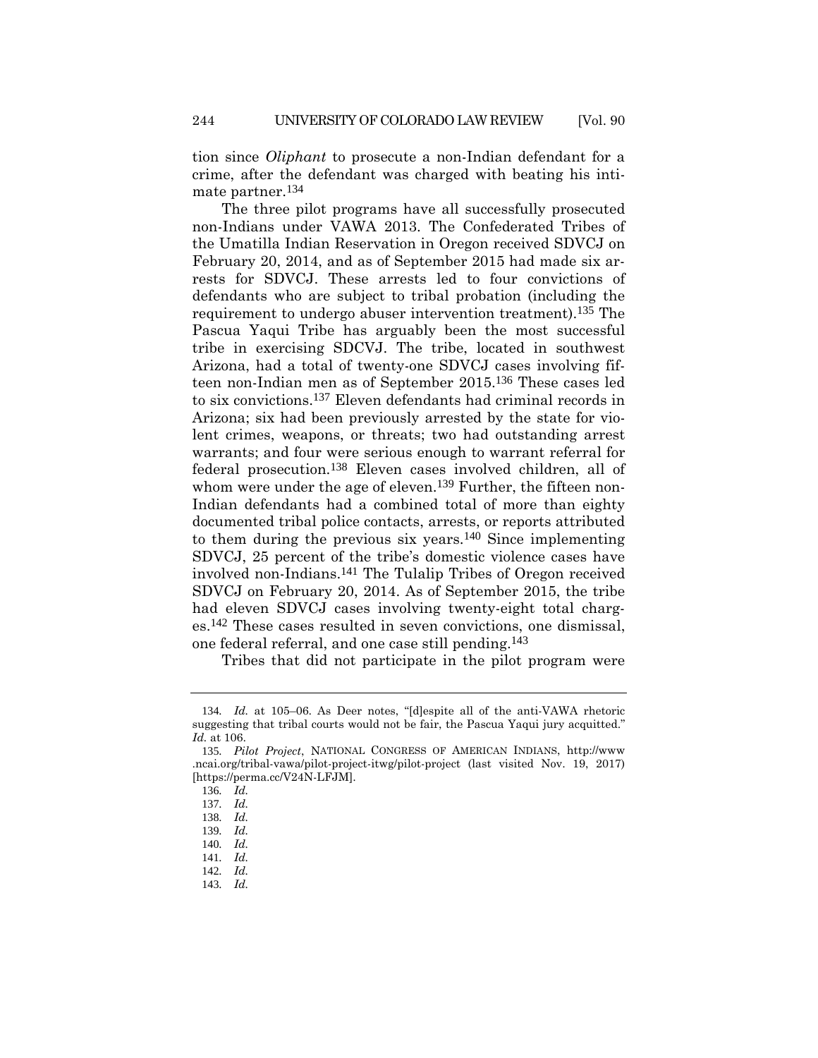tion since *Oliphant* to prosecute a non-Indian defendant for a crime, after the defendant was charged with beating his intimate partner.[134]

The three pilot programs have all successfully prosecuted non-Indians under VAWA 2013. The Confederated Tribes of the Umatilla Indian Reservation in Oregon received SDVCJ on February 20, 2014, and as of September 2015 had made six arrests for SDVCJ. These arrests led to four convictions of defendants who are subject to tribal probation (including the requirement to undergo abuser intervention treatment).[135] The Pascua Yaqui Tribe has arguably been the most successful tribe in exercising SDCVJ. The tribe, located in southwest Arizona, had a total of twenty-one SDVCJ cases involving fifteen non-Indian men as of September 2015.[136] These cases led to six convictions.[137] Eleven defendants had criminal records in Arizona; six had been previously arrested by the state for violent crimes, weapons, or threats; two had outstanding arrest warrants; and four were serious enough to warrant referral for federal prosecution.[138] Eleven cases involved children, all of whom were under the age of eleven.[139] Further, the fifteen non-Indian defendants had a combined total of more than eighty documented tribal police contacts, arrests, or reports attributed to them during the previous six years.[140] Since implementing SDVCJ, 25 percent of the tribe's domestic violence cases have involved non-Indians.[141] The Tulalip Tribes of Oregon received SDVCJ on February 20, 2014. As of September 2015, the tribe had eleven SDVCJ cases involving twenty-eight total charges.[142] These cases resulted in seven convictions, one dismissal, one federal referral, and one case still pending.[143]

Tribes that did not participate in the pilot program were

---

134. *Id.* at 105–06. As Deer notes, "[d]espite all of the anti-VAWA rhetoric suggesting that tribal courts would not be fair, the Pascua Yaqui jury acquitted." *Id.* at 106.

135. *Pilot Project*, NATIONAL CONGRESS OF AMERICAN INDIANS, http://www.ncai.org/tribal-vawa/pilot-project-itwg/pilot-project (last visited Nov. 19, 2017) [https://perma.cc/V24N-LFJM].

136. *Id.*

137. *Id.*

138. *Id.*

139. *Id.*

140. *Id.*

141. *Id.*

142. *Id.*

143. *Id.*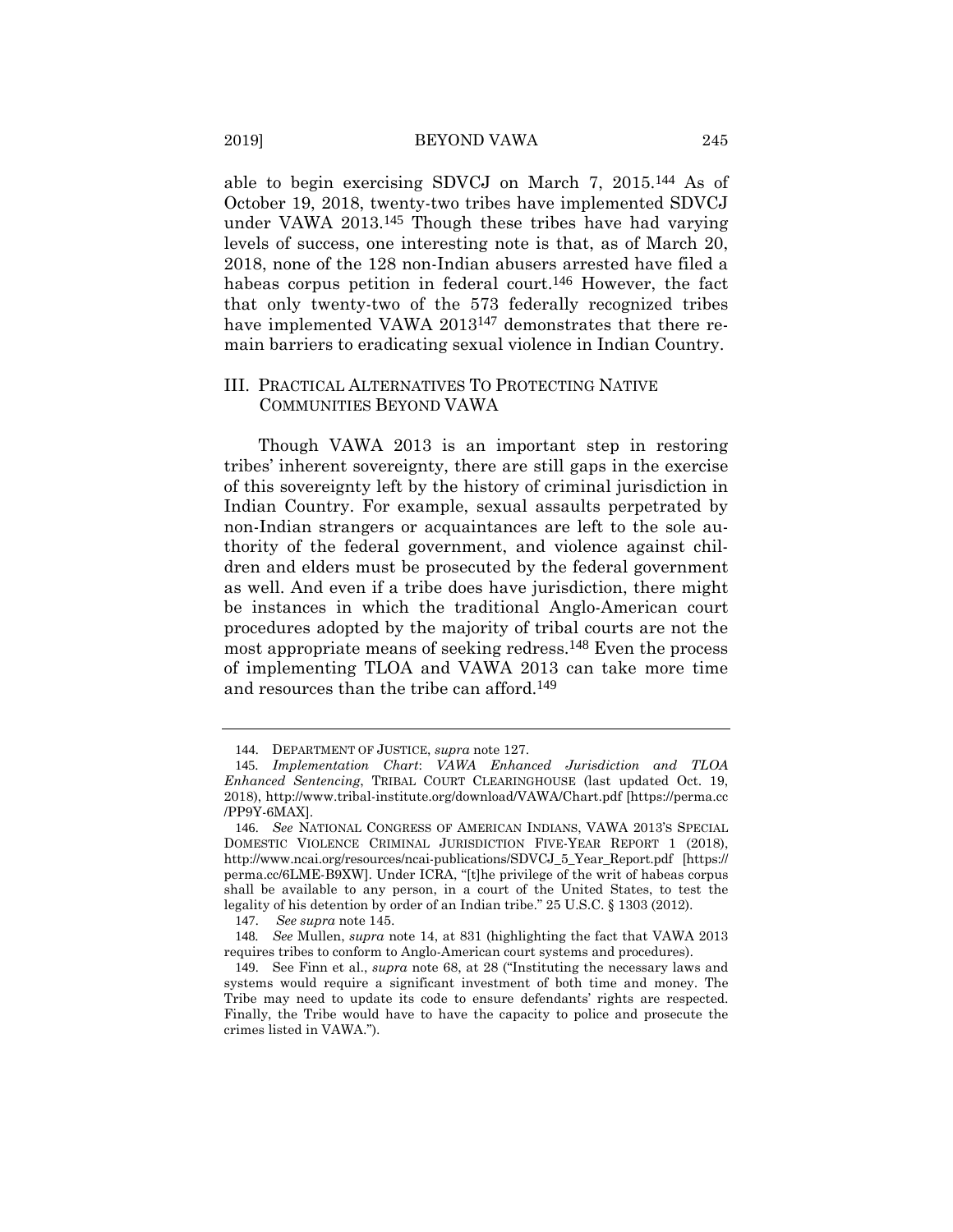able to begin exercising SDVCJ on March 7, 2015.[144] As of October 19, 2018, twenty-two tribes have implemented SDVCJ under VAWA 2013.[145] Though these tribes have had varying levels of success, one interesting note is that, as of March 20, 2018, none of the 128 non-Indian abusers arrested have filed a habeas corpus petition in federal court.[146] However, the fact that only twenty-two of the 573 federally recognized tribes have implemented VAWA 2013[147] demonstrates that there remain barriers to eradicating sexual violence in Indian Country.

## III. PRACTICAL ALTERNATIVES TO PROTECTING NATIVE COMMUNITIES BEYOND VAWA

Though VAWA 2013 is an important step in restoring tribes' inherent sovereignty, there are still gaps in the exercise of this sovereignty left by the history of criminal jurisdiction in Indian Country. For example, sexual assaults perpetrated by non-Indian strangers or acquaintances are left to the sole authority of the federal government, and violence against children and elders must be prosecuted by the federal government as well. And even if a tribe does have jurisdiction, there might be instances in which the traditional Anglo-American court procedures adopted by the majority of tribal courts are not the most appropriate means of seeking redress.[148] Even the process of implementing TLOA and VAWA 2013 can take more time and resources than the tribe can afford.[149]

---

144. DEPARTMENT OF JUSTICE, *supra* note 127.

145. *Implementation Chart*: *VAWA Enhanced Jurisdiction and TLOA Enhanced Sentencing*, TRIBAL COURT CLEARINGHOUSE (last updated Oct. 19, 2018), http://www.tribal-institute.org/download/VAWA/Chart.pdf [https://perma.cc/PP9Y-6MAX].

146. *See* NATIONAL CONGRESS OF AMERICAN INDIANS, VAWA 2013'S SPECIAL DOMESTIC VIOLENCE CRIMINAL JURISDICTION FIVE-YEAR REPORT 1 (2018), http://www.ncai.org/resources/ncai-publications/SDVCJ_5_Year_Report.pdf [https://perma.cc/6LME-B9XW]. Under ICRA, "[t]he privilege of the writ of habeas corpus shall be available to any person, in a court of the United States, to test the legality of his detention by order of an Indian tribe." 25 U.S.C. § 1303 (2012).

147. *See supra* note 145.

148. *See* Mullen, *supra* note 14, at 831 (highlighting the fact that VAWA 2013 requires tribes to conform to Anglo-American court systems and procedures).

149. See Finn et al., *supra* note 68, at 28 ("Instituting the necessary laws and systems would require a significant investment of both time and money. The Tribe may need to update its code to ensure defendants' rights are respected. Finally, the Tribe would have to have the capacity to police and prosecute the crimes listed in VAWA.").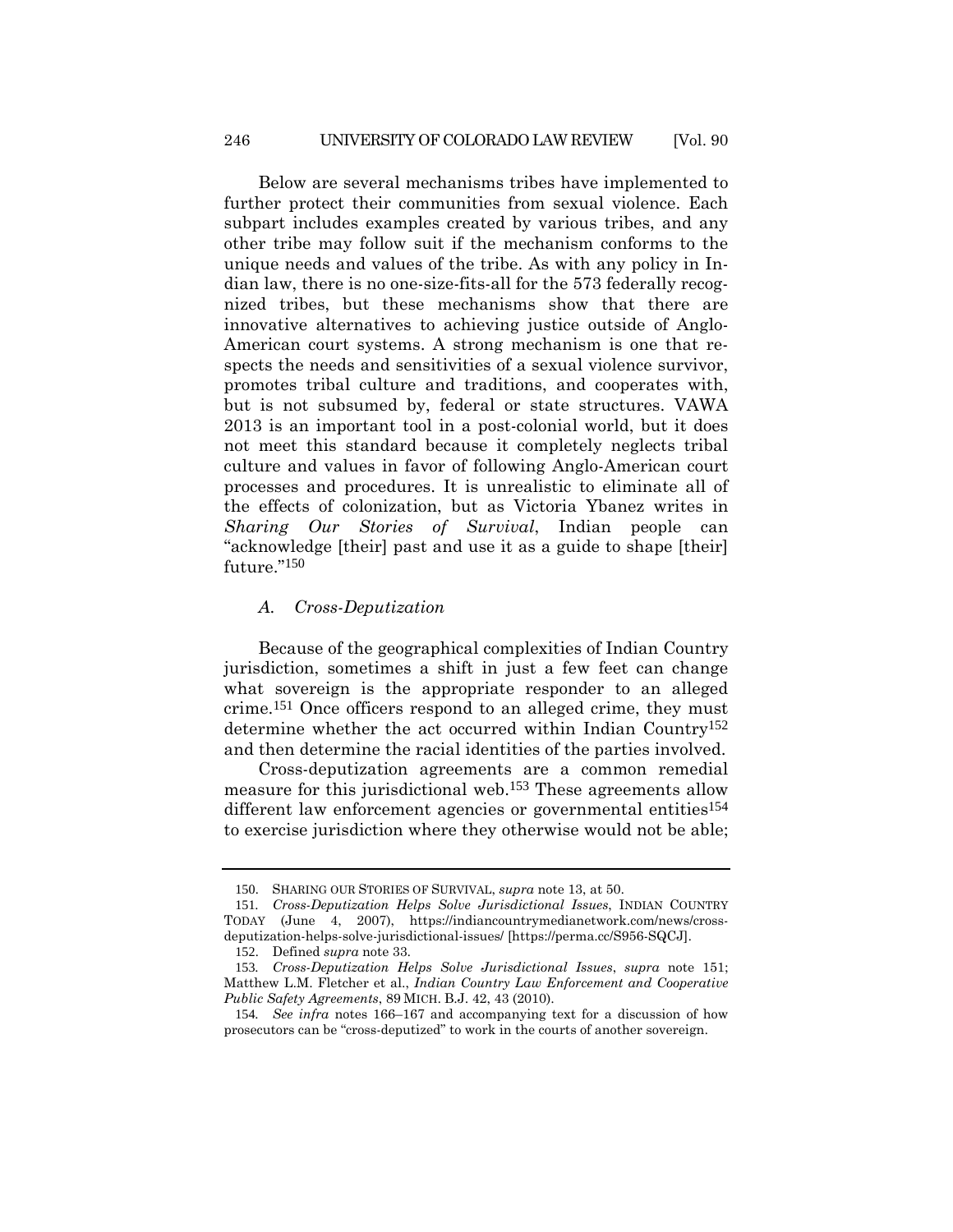Below are several mechanisms tribes have implemented to further protect their communities from sexual violence. Each subpart includes examples created by various tribes, and any other tribe may follow suit if the mechanism conforms to the unique needs and values of the tribe. As with any policy in Indian law, there is no one-size-fits-all for the 573 federally recognized tribes, but these mechanisms show that there are innovative alternatives to achieving justice outside of Anglo-American court systems. A strong mechanism is one that respects the needs and sensitivities of a sexual violence survivor, promotes tribal culture and traditions, and cooperates with, but is not subsumed by, federal or state structures. VAWA 2013 is an important tool in a post-colonial world, but it does not meet this standard because it completely neglects tribal culture and values in favor of following Anglo-American court processes and procedures. It is unrealistic to eliminate all of the effects of colonization, but as Victoria Ybanez writes in *Sharing Our Stories of Survival*, Indian people can "acknowledge [their] past and use it as a guide to shape [their] future."[150]

### *A. Cross-Deputization*

Because of the geographical complexities of Indian Country jurisdiction, sometimes a shift in just a few feet can change what sovereign is the appropriate responder to an alleged crime.[151] Once officers respond to an alleged crime, they must determine whether the act occurred within Indian Country[152] and then determine the racial identities of the parties involved.

Cross-deputization agreements are a common remedial measure for this jurisdictional web.[153] These agreements allow different law enforcement agencies or governmental entities[154] to exercise jurisdiction where they otherwise would not be able;

---

150. SHARING OUR STORIES OF SURVIVAL, *supra* note 13, at 50.

151. *Cross-Deputization Helps Solve Jurisdictional Issues*, INDIAN COUNTRY TODAY (June 4, 2007), https://indiancountrymedianetwork.com/news/cross-deputization-helps-solve-jurisdictional-issues/ [https://perma.cc/S956-SQCJ].

152. Defined *supra* note 33.

153. *Cross-Deputization Helps Solve Jurisdictional Issues*, *supra* note 151; Matthew L.M. Fletcher et al., *Indian Country Law Enforcement and Cooperative Public Safety Agreements*, 89 MICH. B.J. 42, 43 (2010).

154. *See infra* notes 166–167 and accompanying text for a discussion of how prosecutors can be "cross-deputized" to work in the courts of another sovereign.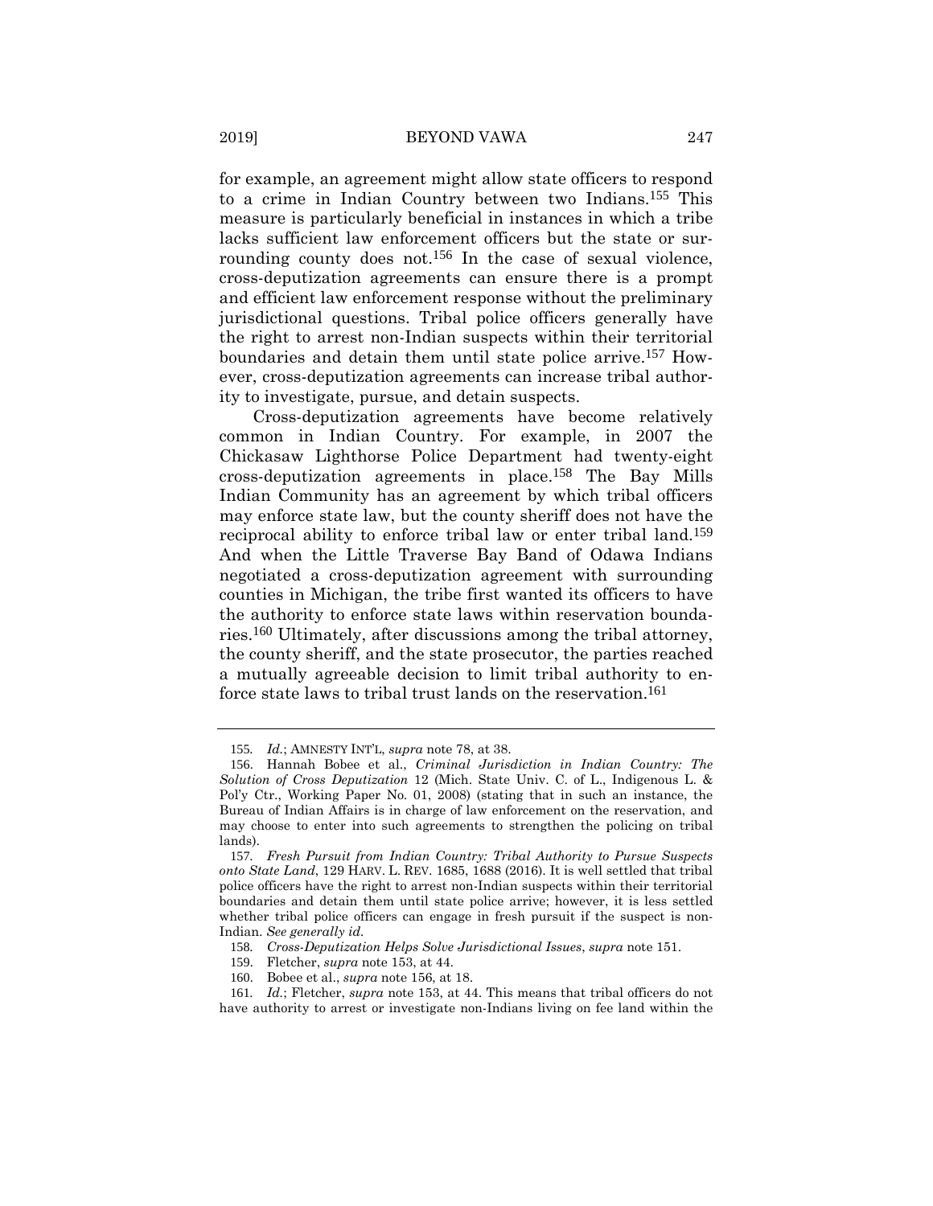for example, an agreement might allow state officers to respond to a crime in Indian Country between two Indians.[155] This measure is particularly beneficial in instances in which a tribe lacks sufficient law enforcement officers but the state or surrounding county does not.[156] In the case of sexual violence, cross-deputization agreements can ensure there is a prompt and efficient law enforcement response without the preliminary jurisdictional questions. Tribal police officers generally have the right to arrest non-Indian suspects within their territorial boundaries and detain them until state police arrive.[157] However, cross-deputization agreements can increase tribal authority to investigate, pursue, and detain suspects.

Cross-deputization agreements have become relatively common in Indian Country. For example, in 2007 the Chickasaw Lighthorse Police Department had twenty-eight cross-deputization agreements in place.[158] The Bay Mills Indian Community has an agreement by which tribal officers may enforce state law, but the county sheriff does not have the reciprocal ability to enforce tribal law or enter tribal land.[159] And when the Little Traverse Bay Band of Odawa Indians negotiated a cross-deputization agreement with surrounding counties in Michigan, the tribe first wanted its officers to have the authority to enforce state laws within reservation boundaries.[160] Ultimately, after discussions among the tribal attorney, the county sheriff, and the state prosecutor, the parties reached a mutually agreeable decision to limit tribal authority to enforce state laws to tribal trust lands on the reservation.[161]

---

155. *Id.*; AMNESTY INT'L, *supra* note 78, at 38.

156. Hannah Bobee et al., *Criminal Jurisdiction in Indian Country: The Solution of Cross Deputization* 12 (Mich. State Univ. C. of L., Indigenous L. & Pol'y Ctr., Working Paper No. 01, 2008) (stating that in such an instance, the Bureau of Indian Affairs is in charge of law enforcement on the reservation, and may choose to enter into such agreements to strengthen the policing on tribal lands).

157. *Fresh Pursuit from Indian Country: Tribal Authority to Pursue Suspects onto State Land*, 129 HARV. L. REV. 1685, 1688 (2016). It is well settled that tribal police officers have the right to arrest non-Indian suspects within their territorial boundaries and detain them until state police arrive; however, it is less settled whether tribal police officers can engage in fresh pursuit if the suspect is non-Indian. *See generally id.*

158. *Cross-Deputization Helps Solve Jurisdictional Issues*, *supra* note 151.

159. Fletcher, *supra* note 153, at 44.

160. Bobee et al., *supra* note 156, at 18.

161. *Id.*; Fletcher, *supra* note 153, at 44. This means that tribal officers do not have authority to arrest or investigate non-Indians living on fee land within the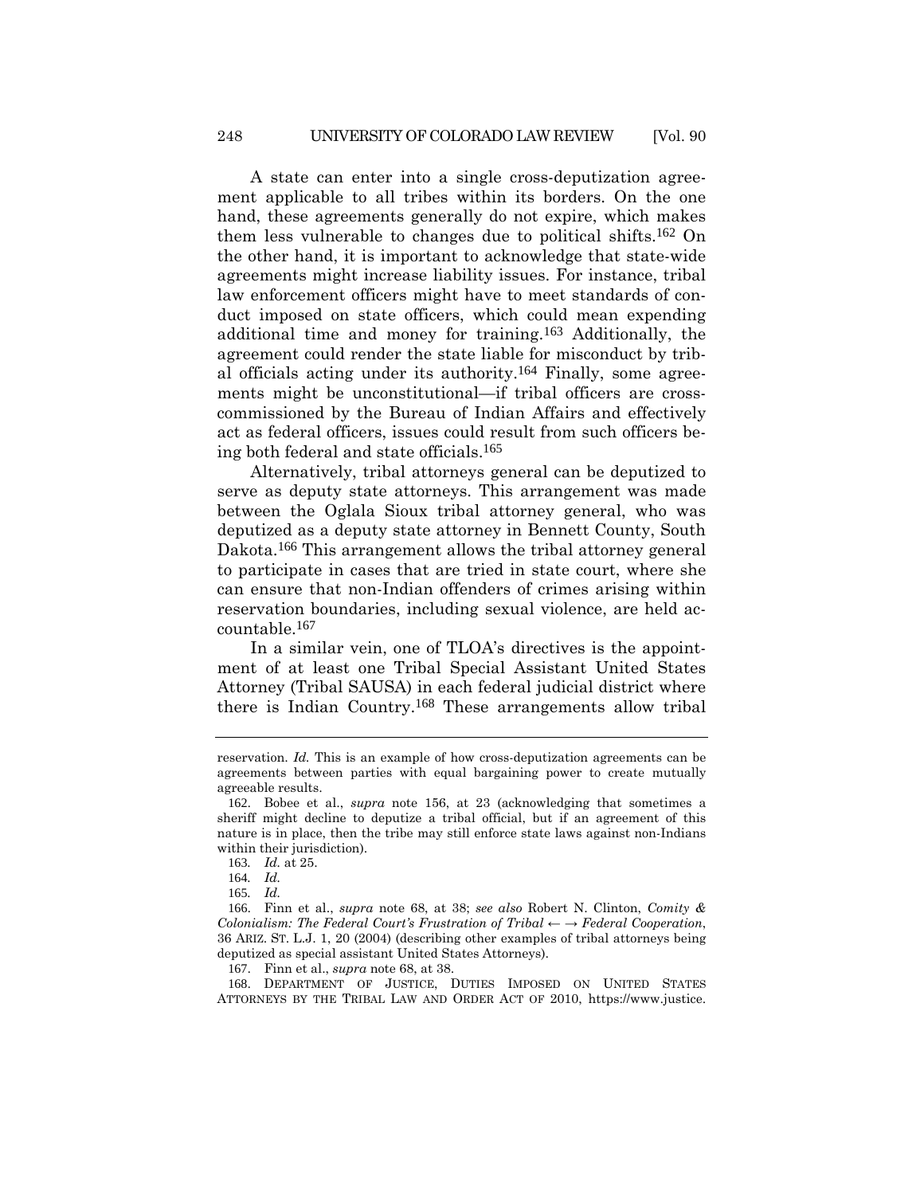A state can enter into a single cross-deputization agreement applicable to all tribes within its borders. On the one hand, these agreements generally do not expire, which makes them less vulnerable to changes due to political shifts.[162] On the other hand, it is important to acknowledge that state-wide agreements might increase liability issues. For instance, tribal law enforcement officers might have to meet standards of conduct imposed on state officers, which could mean expending additional time and money for training.[163] Additionally, the agreement could render the state liable for misconduct by tribal officials acting under its authority.[164] Finally, some agreements might be unconstitutional—if tribal officers are cross-commissioned by the Bureau of Indian Affairs and effectively act as federal officers, issues could result from such officers being both federal and state officials.[165]

Alternatively, tribal attorneys general can be deputized to serve as deputy state attorneys. This arrangement was made between the Oglala Sioux tribal attorney general, who was deputized as a deputy state attorney in Bennett County, South Dakota.[166] This arrangement allows the tribal attorney general to participate in cases that are tried in state court, where she can ensure that non-Indian offenders of crimes arising within reservation boundaries, including sexual violence, are held accountable.[167]

In a similar vein, one of TLOA's directives is the appointment of at least one Tribal Special Assistant United States Attorney (Tribal SAUSA) in each federal judicial district where there is Indian Country.[168] These arrangements allow tribal

---

reservation. *Id.* This is an example of how cross-deputization agreements can be agreements between parties with equal bargaining power to create mutually agreeable results.

162. Bobee et al., *supra* note 156, at 23 (acknowledging that sometimes a sheriff might decline to deputize a tribal official, but if an agreement of this nature is in place, then the tribe may still enforce state laws against non-Indians within their jurisdiction).

163. *Id.* at 25.

164. *Id.*

165. *Id.*

166. Finn et al., *supra* note 68, at 38; *see also* Robert N. Clinton, *Comity & Colonialism: The Federal Court's Frustration of Tribal ← → Federal Cooperation*, 36 ARIZ. ST. L.J. 1, 20 (2004) (describing other examples of tribal attorneys being deputized as special assistant United States Attorneys).

167. Finn et al., *supra* note 68, at 38.

168. DEPARTMENT OF JUSTICE, DUTIES IMPOSED ON UNITED STATES ATTORNEYS BY THE TRIBAL LAW AND ORDER ACT OF 2010, https://www.justice.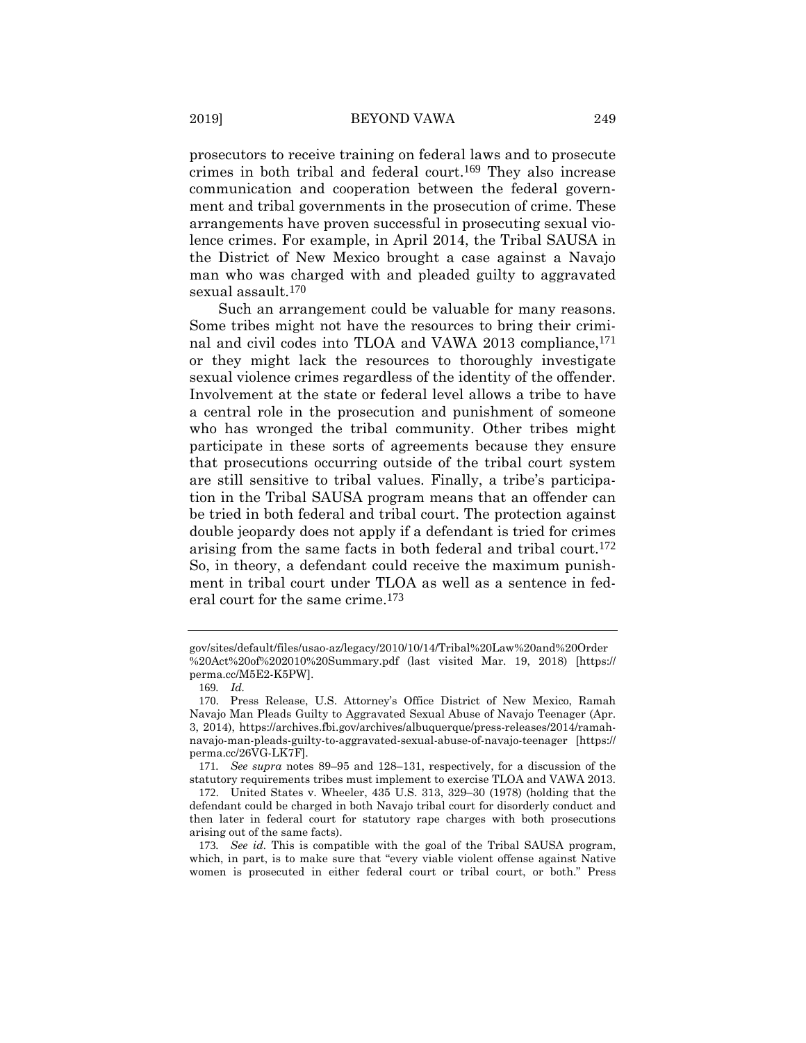prosecutors to receive training on federal laws and to prosecute crimes in both tribal and federal court.[169] They also increase communication and cooperation between the federal government and tribal governments in the prosecution of crime. These arrangements have proven successful in prosecuting sexual violence crimes. For example, in April 2014, the Tribal SAUSA in the District of New Mexico brought a case against a Navajo man who was charged with and pleaded guilty to aggravated sexual assault.[170]

Such an arrangement could be valuable for many reasons. Some tribes might not have the resources to bring their criminal and civil codes into TLOA and VAWA 2013 compliance,[171] or they might lack the resources to thoroughly investigate sexual violence crimes regardless of the identity of the offender. Involvement at the state or federal level allows a tribe to have a central role in the prosecution and punishment of someone who has wronged the tribal community. Other tribes might participate in these sorts of agreements because they ensure that prosecutions occurring outside of the tribal court system are still sensitive to tribal values. Finally, a tribe's participation in the Tribal SAUSA program means that an offender can be tried in both federal and tribal court. The protection against double jeopardy does not apply if a defendant is tried for crimes arising from the same facts in both federal and tribal court.[172] So, in theory, a defendant could receive the maximum punishment in tribal court under TLOA as well as a sentence in federal court for the same crime.[173]

---

gov/sites/default/files/usao-az/legacy/2010/10/14/Tribal%20Law%20and%20Order%20Act%20of%202010%20Summary.pdf (last visited Mar. 19, 2018) [https://perma.cc/M5E2-K5PW].

169. *Id.*

170. Press Release, U.S. Attorney's Office District of New Mexico, Ramah Navajo Man Pleads Guilty to Aggravated Sexual Abuse of Navajo Teenager (Apr. 3, 2014), https://archives.fbi.gov/archives/albuquerque/press-releases/2014/ramah-navajo-man-pleads-guilty-to-aggravated-sexual-abuse-of-navajo-teenager [https://perma.cc/26VG-LK7F].

171. *See supra* notes 89–95 and 128–131, respectively, for a discussion of the statutory requirements tribes must implement to exercise TLOA and VAWA 2013.

172. United States v. Wheeler, 435 U.S. 313, 329–30 (1978) (holding that the defendant could be charged in both Navajo tribal court for disorderly conduct and then later in federal court for statutory rape charges with both prosecutions arising out of the same facts).

173. *See id.* This is compatible with the goal of the Tribal SAUSA program, which, in part, is to make sure that "every viable violent offense against Native women is prosecuted in either federal court or tribal court, or both." Press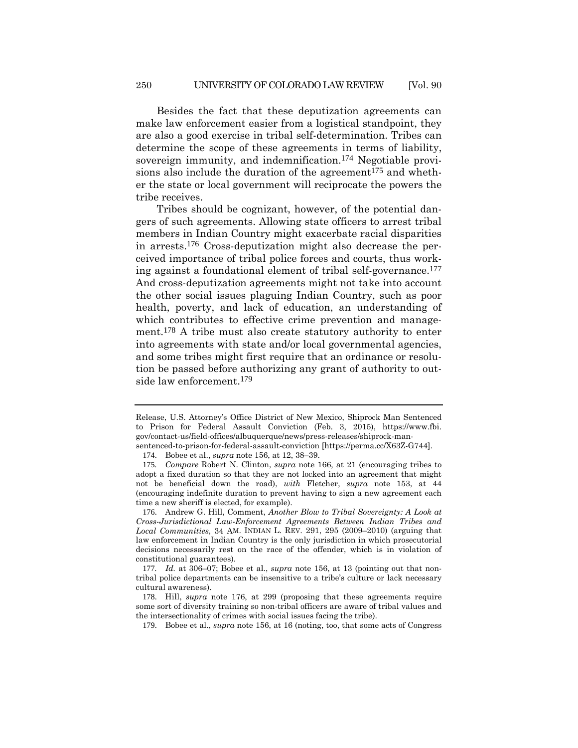Besides the fact that these deputization agreements can make law enforcement easier from a logistical standpoint, they are also a good exercise in tribal self-determination. Tribes can determine the scope of these agreements in terms of liability, sovereign immunity, and indemnification.[174] Negotiable provisions also include the duration of the agreement[175] and whether the state or local government will reciprocate the powers the tribe receives.

Tribes should be cognizant, however, of the potential dangers of such agreements. Allowing state officers to arrest tribal members in Indian Country might exacerbate racial disparities in arrests.[176] Cross-deputization might also decrease the perceived importance of tribal police forces and courts, thus working against a foundational element of tribal self-governance.[177] And cross-deputization agreements might not take into account the other social issues plaguing Indian Country, such as poor health, poverty, and lack of education, an understanding of which contributes to effective crime prevention and management.[178] A tribe must also create statutory authority to enter into agreements with state and/or local governmental agencies, and some tribes might first require that an ordinance or resolution be passed before authorizing any grant of authority to outside law enforcement.[179]

---

Release, U.S. Attorney's Office District of New Mexico, Shiprock Man Sentenced to Prison for Federal Assault Conviction (Feb. 3, 2015), https://www.fbi.gov/contact-us/field-offices/albuquerque/news/press-releases/shiprock-man-sentenced-to-prison-for-federal-assault-conviction [https://perma.cc/X63Z-G744].

174. Bobee et al., *supra* note 156, at 12, 38–39.

175. *Compare* Robert N. Clinton, *supra* note 166, at 21 (encouraging tribes to adopt a fixed duration so that they are not locked into an agreement that might not be beneficial down the road), *with* Fletcher, *supra* note 153, at 44 (encouraging indefinite duration to prevent having to sign a new agreement each time a new sheriff is elected, for example).

176. Andrew G. Hill, Comment, *Another Blow to Tribal Sovereignty: A Look at Cross-Jurisdictional Law-Enforcement Agreements Between Indian Tribes and Local Communities*, 34 AM. INDIAN L. REV. 291, 295 (2009–2010) (arguing that law enforcement in Indian Country is the only jurisdiction in which prosecutorial decisions necessarily rest on the race of the offender, which is in violation of constitutional guarantees).

177. *Id.* at 306–07; Bobee et al., *supra* note 156, at 13 (pointing out that non-tribal police departments can be insensitive to a tribe's culture or lack necessary cultural awareness).

178. Hill, *supra* note 176, at 299 (proposing that these agreements require some sort of diversity training so non-tribal officers are aware of tribal values and the intersectionality of crimes with social issues facing the tribe).

179. Bobee et al., *supra* note 156, at 16 (noting, too, that some acts of Congress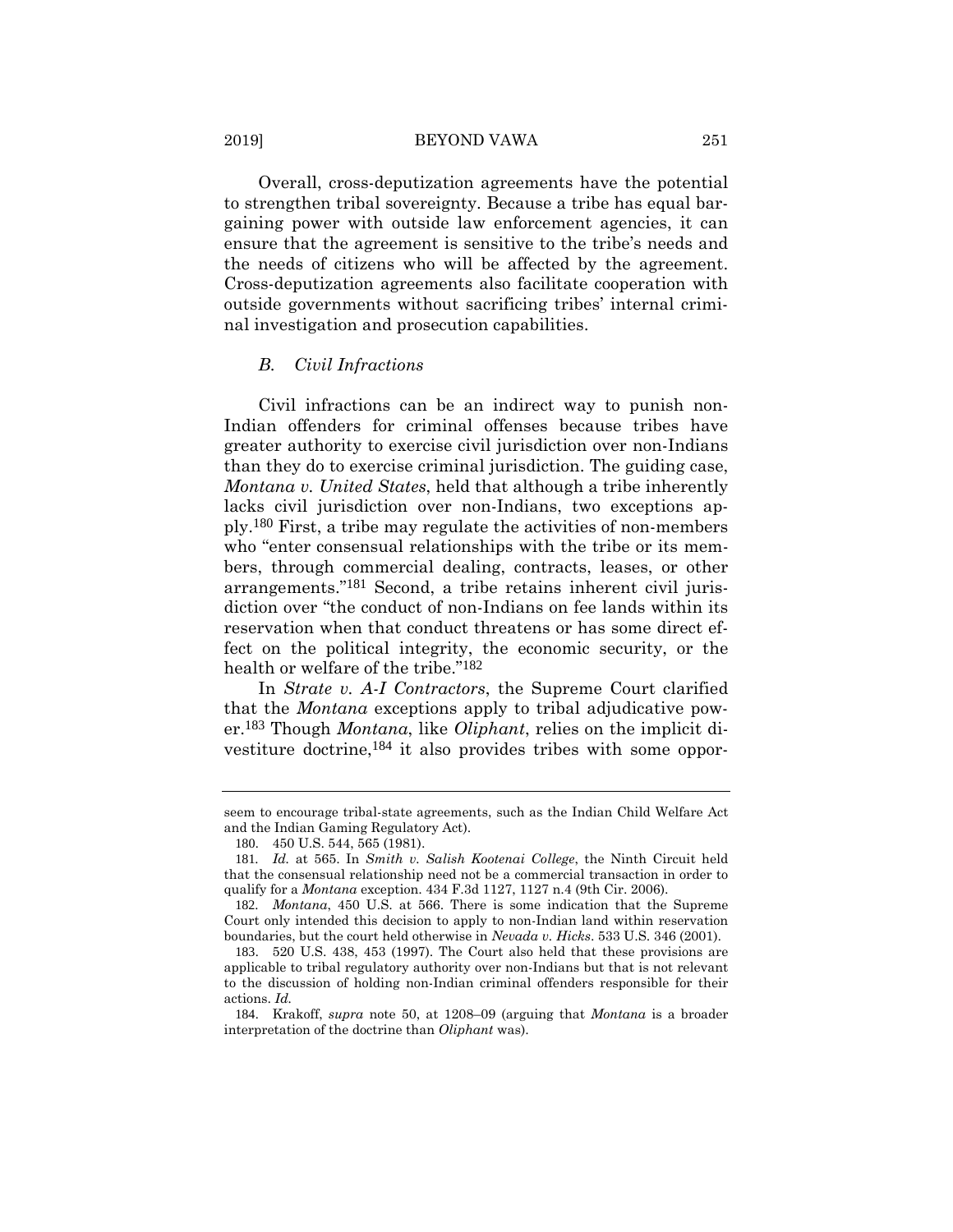Overall, cross-deputization agreements have the potential to strengthen tribal sovereignty. Because a tribe has equal bargaining power with outside law enforcement agencies, it can ensure that the agreement is sensitive to the tribe's needs and the needs of citizens who will be affected by the agreement. Cross-deputization agreements also facilitate cooperation with outside governments without sacrificing tribes' internal criminal investigation and prosecution capabilities.

### *B. Civil Infractions*

Civil infractions can be an indirect way to punish non-Indian offenders for criminal offenses because tribes have greater authority to exercise civil jurisdiction over non-Indians than they do to exercise criminal jurisdiction. The guiding case, *Montana v. United States*, held that although a tribe inherently lacks civil jurisdiction over non-Indians, two exceptions apply.[180] First, a tribe may regulate the activities of non-members who "enter consensual relationships with the tribe or its members, through commercial dealing, contracts, leases, or other arrangements."[181] Second, a tribe retains inherent civil jurisdiction over "the conduct of non-Indians on fee lands within its reservation when that conduct threatens or has some direct effect on the political integrity, the economic security, or the health or welfare of the tribe."[182]

In *Strate v. A-I Contractors*, the Supreme Court clarified that the *Montana* exceptions apply to tribal adjudicative power.[183] Though *Montana*, like *Oliphant*, relies on the implicit divestiture doctrine,[184] it also provides tribes with some oppor-

---

seem to encourage tribal-state agreements, such as the Indian Child Welfare Act and the Indian Gaming Regulatory Act).

180. 450 U.S. 544, 565 (1981).

181. *Id.* at 565. In *Smith v. Salish Kootenai College*, the Ninth Circuit held that the consensual relationship need not be a commercial transaction in order to qualify for a *Montana* exception. 434 F.3d 1127, 1127 n.4 (9th Cir. 2006).

182. *Montana*, 450 U.S. at 566. There is some indication that the Supreme Court only intended this decision to apply to non-Indian land within reservation boundaries, but the court held otherwise in *Nevada v. Hicks*. 533 U.S. 346 (2001).

183. 520 U.S. 438, 453 (1997). The Court also held that these provisions are applicable to tribal regulatory authority over non-Indians but that is not relevant to the discussion of holding non-Indian criminal offenders responsible for their actions. *Id.*

184. Krakoff, *supra* note 50, at 1208–09 (arguing that *Montana* is a broader interpretation of the doctrine than *Oliphant* was).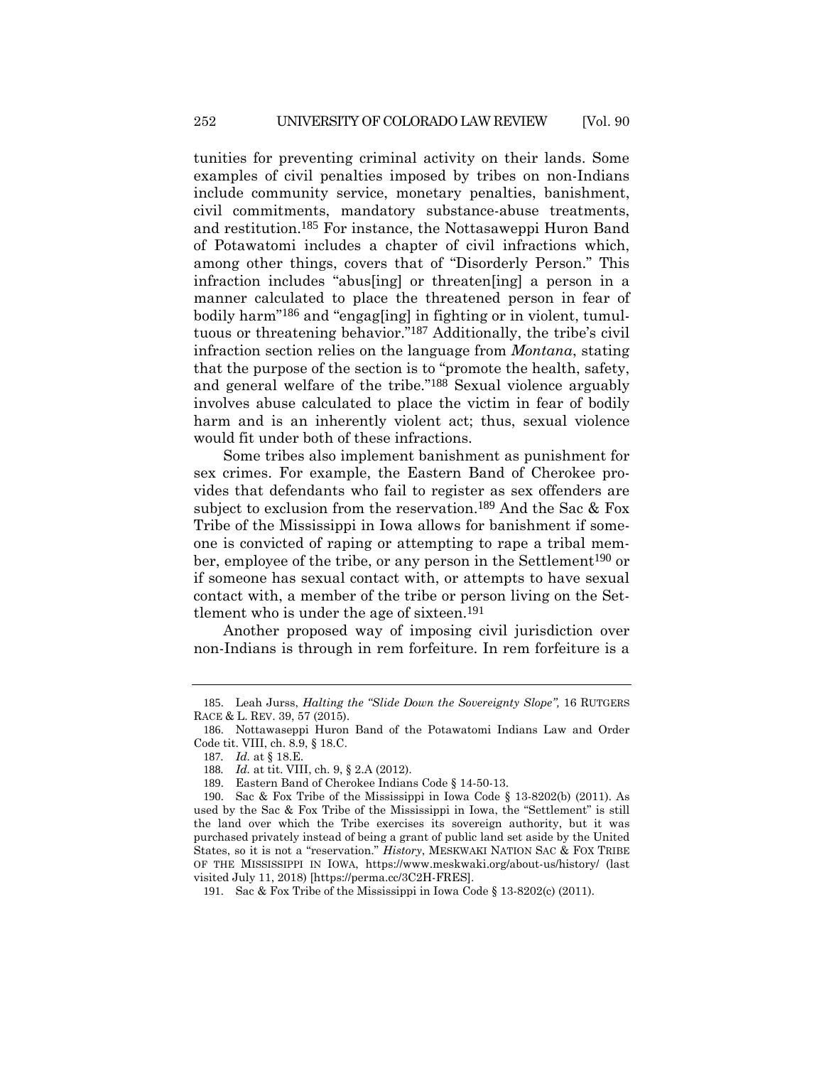tunities for preventing criminal activity on their lands. Some examples of civil penalties imposed by tribes on non-Indians include community service, monetary penalties, banishment, civil commitments, mandatory substance-abuse treatments, and restitution.[185] For instance, the Nottasaweppi Huron Band of Potawatomi includes a chapter of civil infractions which, among other things, covers that of "Disorderly Person." This infraction includes "abus[ing] or threaten[ing] a person in a manner calculated to place the threatened person in fear of bodily harm"[186] and "engag[ing] in fighting or in violent, tumultuous or threatening behavior."[187] Additionally, the tribe's civil infraction section relies on the language from *Montana*, stating that the purpose of the section is to "promote the health, safety, and general welfare of the tribe."[188] Sexual violence arguably involves abuse calculated to place the victim in fear of bodily harm and is an inherently violent act; thus, sexual violence would fit under both of these infractions.

Some tribes also implement banishment as punishment for sex crimes. For example, the Eastern Band of Cherokee provides that defendants who fail to register as sex offenders are subject to exclusion from the reservation.[189] And the Sac & Fox Tribe of the Mississippi in Iowa allows for banishment if someone is convicted of raping or attempting to rape a tribal member, employee of the tribe, or any person in the Settlement[190] or if someone has sexual contact with, or attempts to have sexual contact with, a member of the tribe or person living on the Settlement who is under the age of sixteen.[191]

Another proposed way of imposing civil jurisdiction over non-Indians is through in rem forfeiture. In rem forfeiture is a

---

185. Leah Jurss, *Halting the "Slide Down the Sovereignty Slope"*, 16 RUTGERS RACE & L. REV. 39, 57 (2015).

186. Nottawaseppi Huron Band of the Potawatomi Indians Law and Order Code tit. VIII, ch. 8.9, § 18.C.

187. *Id.* at § 18.E.

188. *Id.* at tit. VIII, ch. 9, § 2.A (2012).

189. Eastern Band of Cherokee Indians Code § 14-50-13.

190. Sac & Fox Tribe of the Mississippi in Iowa Code § 13-8202(b) (2011). As used by the Sac & Fox Tribe of the Mississippi in Iowa, the "Settlement" is still the land over which the Tribe exercises its sovereign authority, but it was purchased privately instead of being a grant of public land set aside by the United States, so it is not a "reservation." *History*, MESKWAKI NATION SAC & FOX TRIBE OF THE MISSISSIPPI IN IOWA, https://www.meskwaki.org/about-us/history/ (last visited July 11, 2018) [https://perma.cc/3C2H-FRES].

191. Sac & Fox Tribe of the Mississippi in Iowa Code § 13-8202(c) (2011).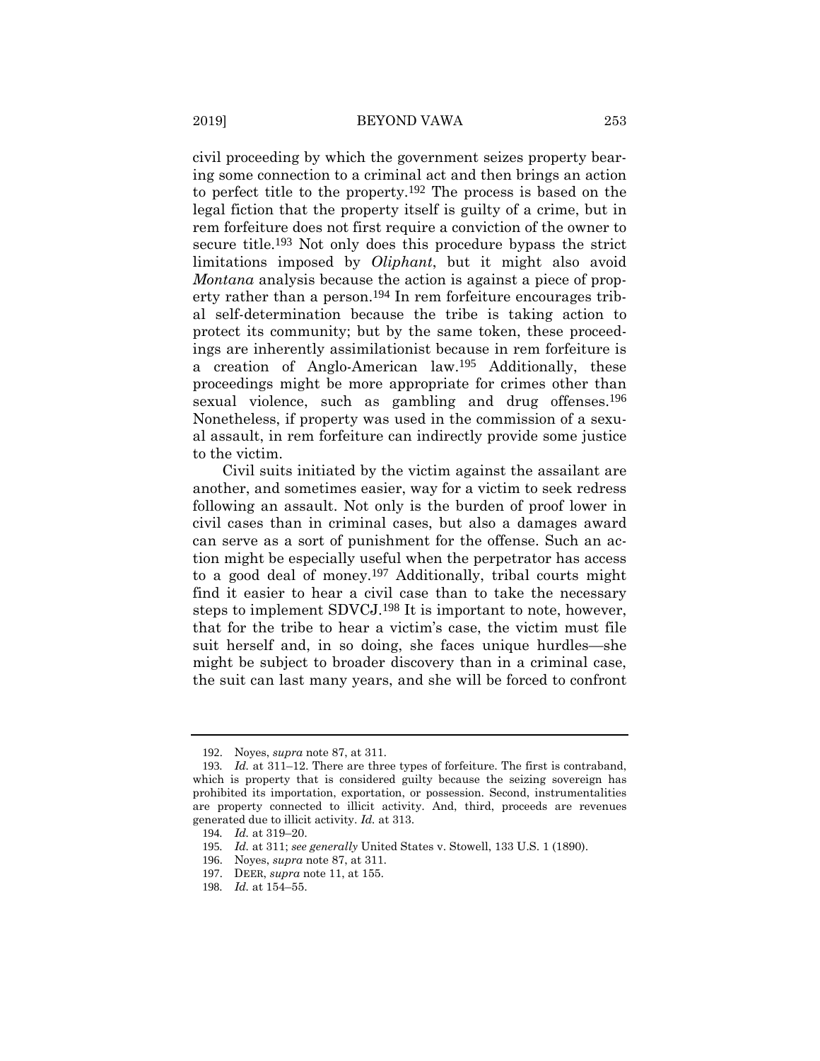civil proceeding by which the government seizes property bearing some connection to a criminal act and then brings an action to perfect title to the property.[192] The process is based on the legal fiction that the property itself is guilty of a crime, but in rem forfeiture does not first require a conviction of the owner to secure title.[193] Not only does this procedure bypass the strict limitations imposed by *Oliphant*, but it might also avoid *Montana* analysis because the action is against a piece of property rather than a person.[194] In rem forfeiture encourages tribal self-determination because the tribe is taking action to protect its community; but by the same token, these proceedings are inherently assimilationist because in rem forfeiture is a creation of Anglo-American law.[195] Additionally, these proceedings might be more appropriate for crimes other than sexual violence, such as gambling and drug offenses.[196] Nonetheless, if property was used in the commission of a sexual assault, in rem forfeiture can indirectly provide some justice to the victim.

Civil suits initiated by the victim against the assailant are another, and sometimes easier, way for a victim to seek redress following an assault. Not only is the burden of proof lower in civil cases than in criminal cases, but also a damages award can serve as a sort of punishment for the offense. Such an action might be especially useful when the perpetrator has access to a good deal of money.[197] Additionally, tribal courts might find it easier to hear a civil case than to take the necessary steps to implement SDVCJ.[198] It is important to note, however, that for the tribe to hear a victim's case, the victim must file suit herself and, in so doing, she faces unique hurdles—she might be subject to broader discovery than in a criminal case, the suit can last many years, and she will be forced to confront

---

192. Noyes, *supra* note 87, at 311.

193. *Id.* at 311–12. There are three types of forfeiture. The first is contraband, which is property that is considered guilty because the seizing sovereign has prohibited its importation, exportation, or possession. Second, instrumentalities are property connected to illicit activity. And, third, proceeds are revenues generated due to illicit activity. *Id.* at 313.

194. *Id.* at 319–20.

195. *Id.* at 311; *see generally* United States v. Stowell, 133 U.S. 1 (1890).

196. Noyes, *supra* note 87, at 311.

197. DEER, *supra* note 11, at 155.

198. *Id.* at 154–55.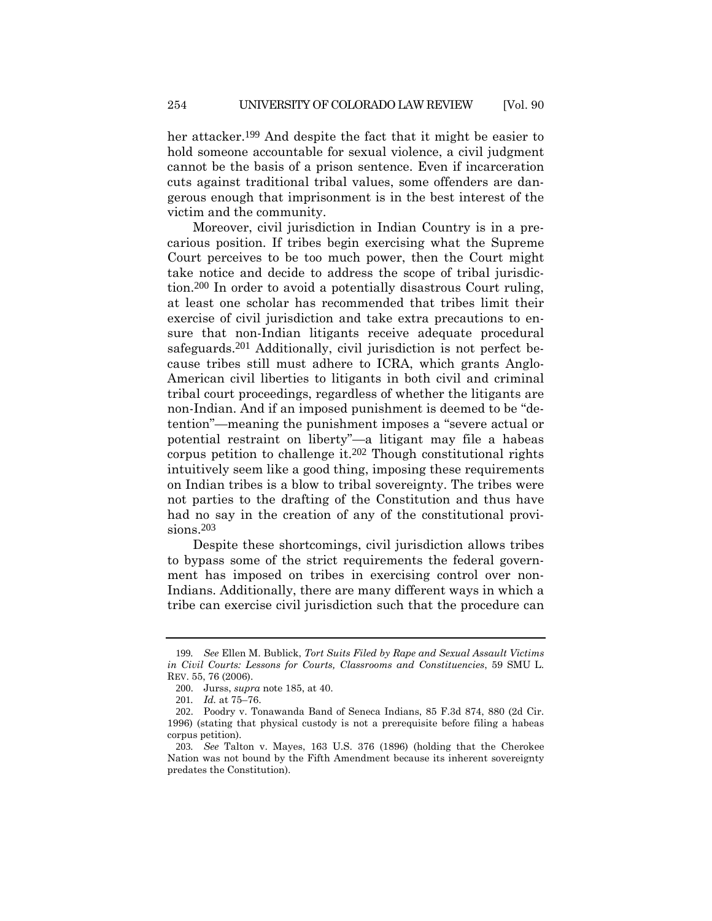her attacker.[199] And despite the fact that it might be easier to hold someone accountable for sexual violence, a civil judgment cannot be the basis of a prison sentence. Even if incarceration cuts against traditional tribal values, some offenders are dangerous enough that imprisonment is in the best interest of the victim and the community.

Moreover, civil jurisdiction in Indian Country is in a precarious position. If tribes begin exercising what the Supreme Court perceives to be too much power, then the Court might take notice and decide to address the scope of tribal jurisdiction.[200] In order to avoid a potentially disastrous Court ruling, at least one scholar has recommended that tribes limit their exercise of civil jurisdiction and take extra precautions to ensure that non-Indian litigants receive adequate procedural safeguards.[201] Additionally, civil jurisdiction is not perfect because tribes still must adhere to ICRA, which grants Anglo-American civil liberties to litigants in both civil and criminal tribal court proceedings, regardless of whether the litigants are non-Indian. And if an imposed punishment is deemed to be "detention"—meaning the punishment imposes a "severe actual or potential restraint on liberty"—a litigant may file a habeas corpus petition to challenge it.[202] Though constitutional rights intuitively seem like a good thing, imposing these requirements on Indian tribes is a blow to tribal sovereignty. The tribes were not parties to the drafting of the Constitution and thus have had no say in the creation of any of the constitutional provisions.[203]

Despite these shortcomings, civil jurisdiction allows tribes to bypass some of the strict requirements the federal government has imposed on tribes in exercising control over non-Indians. Additionally, there are many different ways in which a tribe can exercise civil jurisdiction such that the procedure can

---

199. *See* Ellen M. Bublick, *Tort Suits Filed by Rape and Sexual Assault Victims in Civil Courts: Lessons for Courts, Classrooms and Constituencies*, 59 SMU L. REV. 55, 76 (2006).

200. Jurss, *supra* note 185, at 40.

201. *Id.* at 75–76.

202. Poodry v. Tonawanda Band of Seneca Indians, 85 F.3d 874, 880 (2d Cir. 1996) (stating that physical custody is not a prerequisite before filing a habeas corpus petition).

203. *See* Talton v. Mayes, 163 U.S. 376 (1896) (holding that the Cherokee Nation was not bound by the Fifth Amendment because its inherent sovereignty predates the Constitution).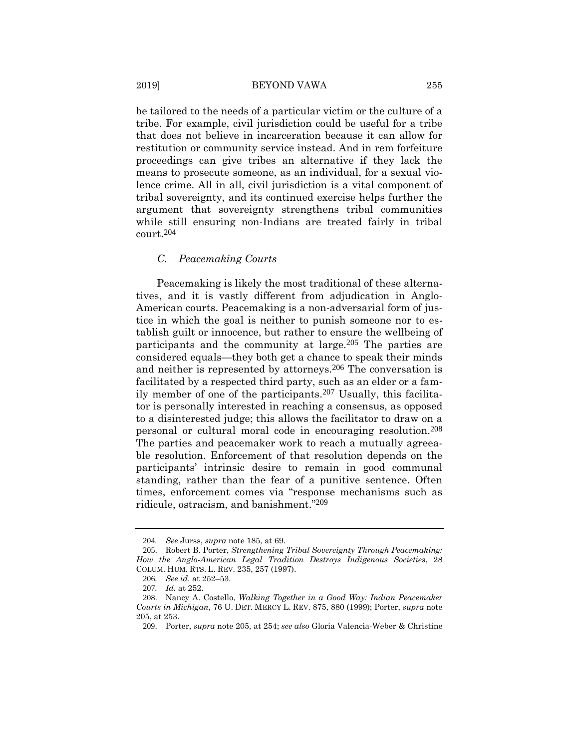be tailored to the needs of a particular victim or the culture of a tribe. For example, civil jurisdiction could be useful for a tribe that does not believe in incarceration because it can allow for restitution or community service instead. And in rem forfeiture proceedings can give tribes an alternative if they lack the means to prosecute someone, as an individual, for a sexual violence crime. All in all, civil jurisdiction is a vital component of tribal sovereignty, and its continued exercise helps further the argument that sovereignty strengthens tribal communities while still ensuring non-Indians are treated fairly in tribal court.[204]

### *C. Peacemaking Courts*

Peacemaking is likely the most traditional of these alternatives, and it is vastly different from adjudication in Anglo-American courts. Peacemaking is a non-adversarial form of justice in which the goal is neither to punish someone nor to establish guilt or innocence, but rather to ensure the wellbeing of participants and the community at large.[205] The parties are considered equals—they both get a chance to speak their minds and neither is represented by attorneys.[206] The conversation is facilitated by a respected third party, such as an elder or a family member of one of the participants.[207] Usually, this facilitator is personally interested in reaching a consensus, as opposed to a disinterested judge; this allows the facilitator to draw on a personal or cultural moral code in encouraging resolution.[208] The parties and peacemaker work to reach a mutually agreeable resolution. Enforcement of that resolution depends on the participants' intrinsic desire to remain in good communal standing, rather than the fear of a punitive sentence. Often times, enforcement comes via "response mechanisms such as ridicule, ostracism, and banishment."[209]

---

204. *See* Jurss, *supra* note 185, at 69.

205. Robert B. Porter, *Strengthening Tribal Sovereignty Through Peacemaking: How the Anglo-American Legal Tradition Destroys Indigenous Societies*, 28 COLUM. HUM. RTS. L. REV. 235, 257 (1997).

206. *See id*. at 252–53.

207. *Id.* at 252.

208. Nancy A. Costello, *Walking Together in a Good Way: Indian Peacemaker Courts in Michigan*, 76 U. DET. MERCY L. REV. 875, 880 (1999); Porter, *supra* note 205, at 253.

209. Porter, *supra* note 205, at 254; *see also* Gloria Valencia-Weber & Christine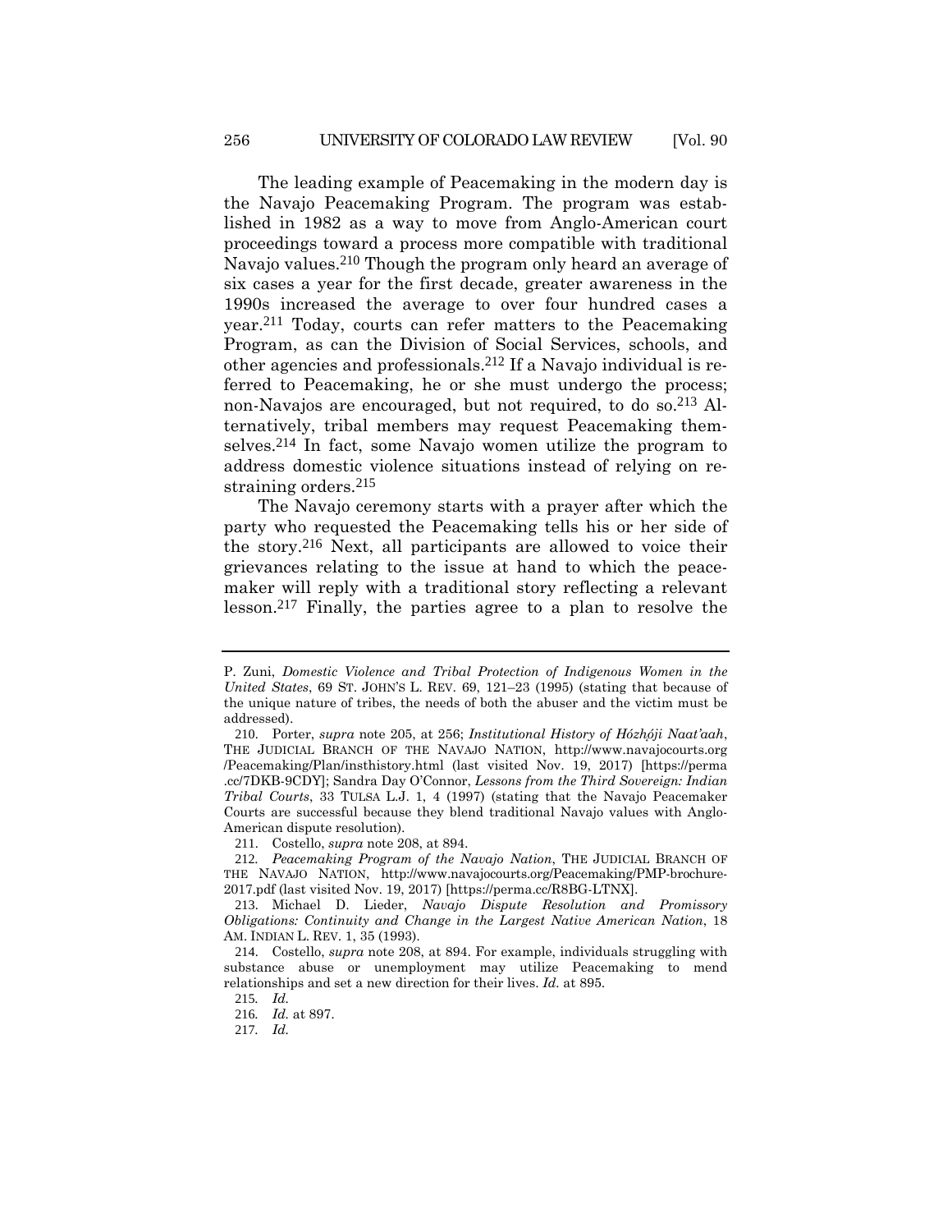The leading example of Peacemaking in the modern day is the Navajo Peacemaking Program. The program was established in 1982 as a way to move from Anglo-American court proceedings toward a process more compatible with traditional Navajo values.[210] Though the program only heard an average of six cases a year for the first decade, greater awareness in the 1990s increased the average to over four hundred cases a year.[211] Today, courts can refer matters to the Peacemaking Program, as can the Division of Social Services, schools, and other agencies and professionals.[212] If a Navajo individual is referred to Peacemaking, he or she must undergo the process; non-Navajos are encouraged, but not required, to do so.[213] Alternatively, tribal members may request Peacemaking themselves.[214] In fact, some Navajo women utilize the program to address domestic violence situations instead of relying on restraining orders.[215]

The Navajo ceremony starts with a prayer after which the party who requested the Peacemaking tells his or her side of the story.[216] Next, all participants are allowed to voice their grievances relating to the issue at hand to which the peacemaker will reply with a traditional story reflecting a relevant lesson.[217] Finally, the parties agree to a plan to resolve the

---

P. Zuni, *Domestic Violence and Tribal Protection of Indigenous Women in the United States*, 69 ST. JOHN'S L. REV. 69, 121–23 (1995) (stating that because of the unique nature of tribes, the needs of both the abuser and the victim must be addressed).

210. Porter, *supra* note 205, at 256; *Institutional History of Hózhǫ́ji Naat'aah*, THE JUDICIAL BRANCH OF THE NAVAJO NATION, http://www.navajocourts.org/Peacemaking/Plan/insthistory.html (last visited Nov. 19, 2017) [https://perma.cc/7DKB-9CDY]; Sandra Day O'Connor, *Lessons from the Third Sovereign: Indian Tribal Courts*, 33 TULSA L.J. 1, 4 (1997) (stating that the Navajo Peacemaker Courts are successful because they blend traditional Navajo values with Anglo-American dispute resolution).

211. Costello, *supra* note 208, at 894.

212. *Peacemaking Program of the Navajo Nation*, THE JUDICIAL BRANCH OF THE NAVAJO NATION, http://www.navajocourts.org/Peacemaking/PMP-brochure-2017.pdf (last visited Nov. 19, 2017) [https://perma.cc/R8BG-LTNX].

213. Michael D. Lieder, *Navajo Dispute Resolution and Promissory Obligations: Continuity and Change in the Largest Native American Nation*, 18 AM. INDIAN L. REV. 1, 35 (1993).

214. Costello, *supra* note 208, at 894. For example, individuals struggling with substance abuse or unemployment may utilize Peacemaking to mend relationships and set a new direction for their lives. *Id.* at 895.

215. *Id.*

216. *Id.* at 897.

217. *Id.*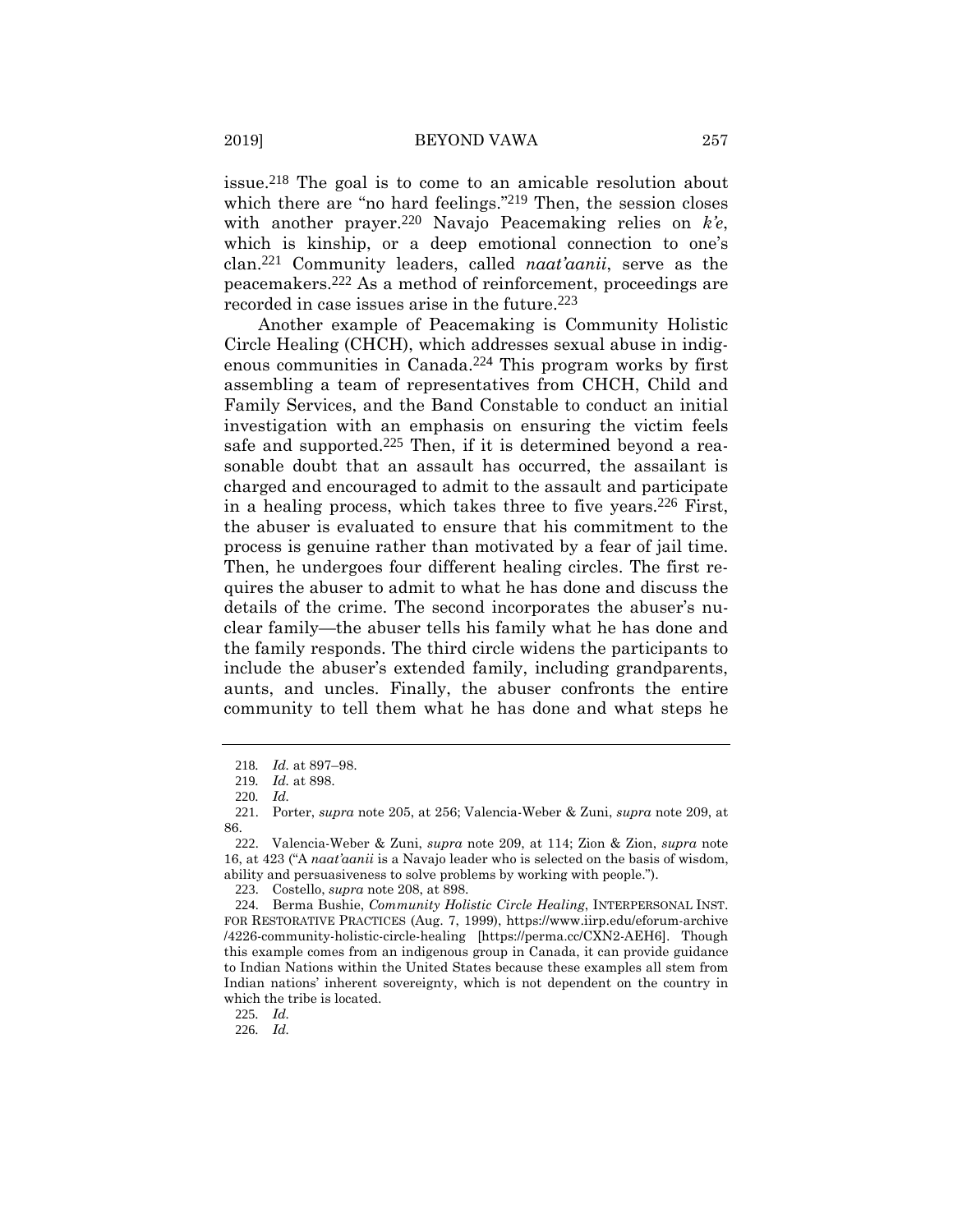issue.[218] The goal is to come to an amicable resolution about which there are "no hard feelings."[219] Then, the session closes with another prayer.[220] Navajo Peacemaking relies on *k'e*, which is kinship, or a deep emotional connection to one's clan.[221] Community leaders, called *naat'aanii*, serve as the peacemakers.[222] As a method of reinforcement, proceedings are recorded in case issues arise in the future.[223]

Another example of Peacemaking is Community Holistic Circle Healing (CHCH), which addresses sexual abuse in indigenous communities in Canada.[224] This program works by first assembling a team of representatives from CHCH, Child and Family Services, and the Band Constable to conduct an initial investigation with an emphasis on ensuring the victim feels safe and supported.[225] Then, if it is determined beyond a reasonable doubt that an assault has occurred, the assailant is charged and encouraged to admit to the assault and participate in a healing process, which takes three to five years.[226] First, the abuser is evaluated to ensure that his commitment to the process is genuine rather than motivated by a fear of jail time. Then, he undergoes four different healing circles. The first requires the abuser to admit to what he has done and discuss the details of the crime. The second incorporates the abuser's nuclear family—the abuser tells his family what he has done and the family responds. The third circle widens the participants to include the abuser's extended family, including grandparents, aunts, and uncles. Finally, the abuser confronts the entire community to tell them what he has done and what steps he

---

218. *Id.* at 897–98.

219. *Id.* at 898.

220. *Id.*

221. Porter, *supra* note 205, at 256; Valencia-Weber & Zuni, *supra* note 209, at 86.

222. Valencia-Weber & Zuni, *supra* note 209, at 114; Zion & Zion, *supra* note 16, at 423 ("A *naat'aanii* is a Navajo leader who is selected on the basis of wisdom, ability and persuasiveness to solve problems by working with people.").

223. Costello, *supra* note 208, at 898.

224. Berma Bushie, *Community Holistic Circle Healing*, INTERPERSONAL INST. FOR RESTORATIVE PRACTICES (Aug. 7, 1999), https://www.iirp.edu/eforum-archive/4226-community-holistic-circle-healing [https://perma.cc/CXN2-AEH6]. Though this example comes from an indigenous group in Canada, it can provide guidance to Indian Nations within the United States because these examples all stem from Indian nations' inherent sovereignty, which is not dependent on the country in which the tribe is located.

225. *Id.*

226. *Id.*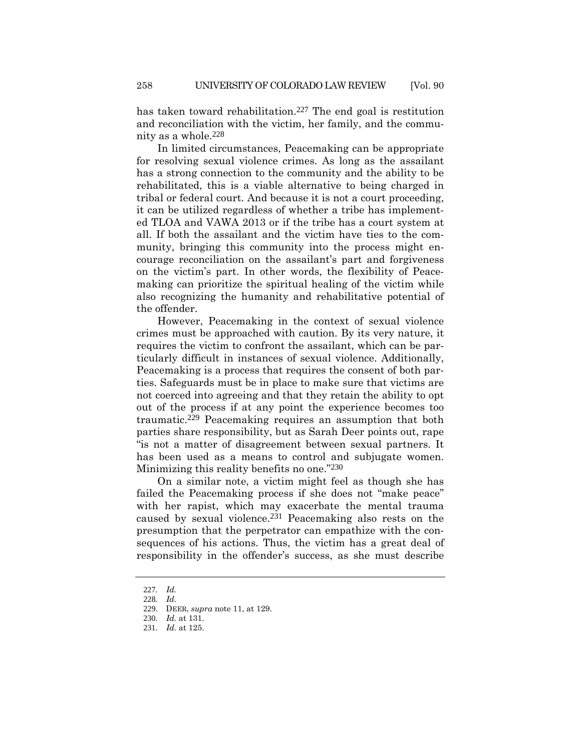has taken toward rehabilitation.[227] The end goal is restitution and reconciliation with the victim, her family, and the community as a whole.[228]

In limited circumstances, Peacemaking can be appropriate for resolving sexual violence crimes. As long as the assailant has a strong connection to the community and the ability to be rehabilitated, this is a viable alternative to being charged in tribal or federal court. And because it is not a court proceeding, it can be utilized regardless of whether a tribe has implemented TLOA and VAWA 2013 or if the tribe has a court system at all. If both the assailant and the victim have ties to the community, bringing this community into the process might encourage reconciliation on the assailant's part and forgiveness on the victim's part. In other words, the flexibility of Peacemaking can prioritize the spiritual healing of the victim while also recognizing the humanity and rehabilitative potential of the offender.

However, Peacemaking in the context of sexual violence crimes must be approached with caution. By its very nature, it requires the victim to confront the assailant, which can be particularly difficult in instances of sexual violence. Additionally, Peacemaking is a process that requires the consent of both parties. Safeguards must be in place to make sure that victims are not coerced into agreeing and that they retain the ability to opt out of the process if at any point the experience becomes too traumatic.[229] Peacemaking requires an assumption that both parties share responsibility, but as Sarah Deer points out, rape "is not a matter of disagreement between sexual partners. It has been used as a means to control and subjugate women. Minimizing this reality benefits no one."[230]

On a similar note, a victim might feel as though she has failed the Peacemaking process if she does not "make peace" with her rapist, which may exacerbate the mental trauma caused by sexual violence.[231] Peacemaking also rests on the presumption that the perpetrator can empathize with the consequences of his actions. Thus, the victim has a great deal of responsibility in the offender's success, as she must describe

---

227. *Id.*

228. *Id.*

229. DEER, *supra* note 11, at 129.

230. *Id.* at 131.

231. *Id.* at 125.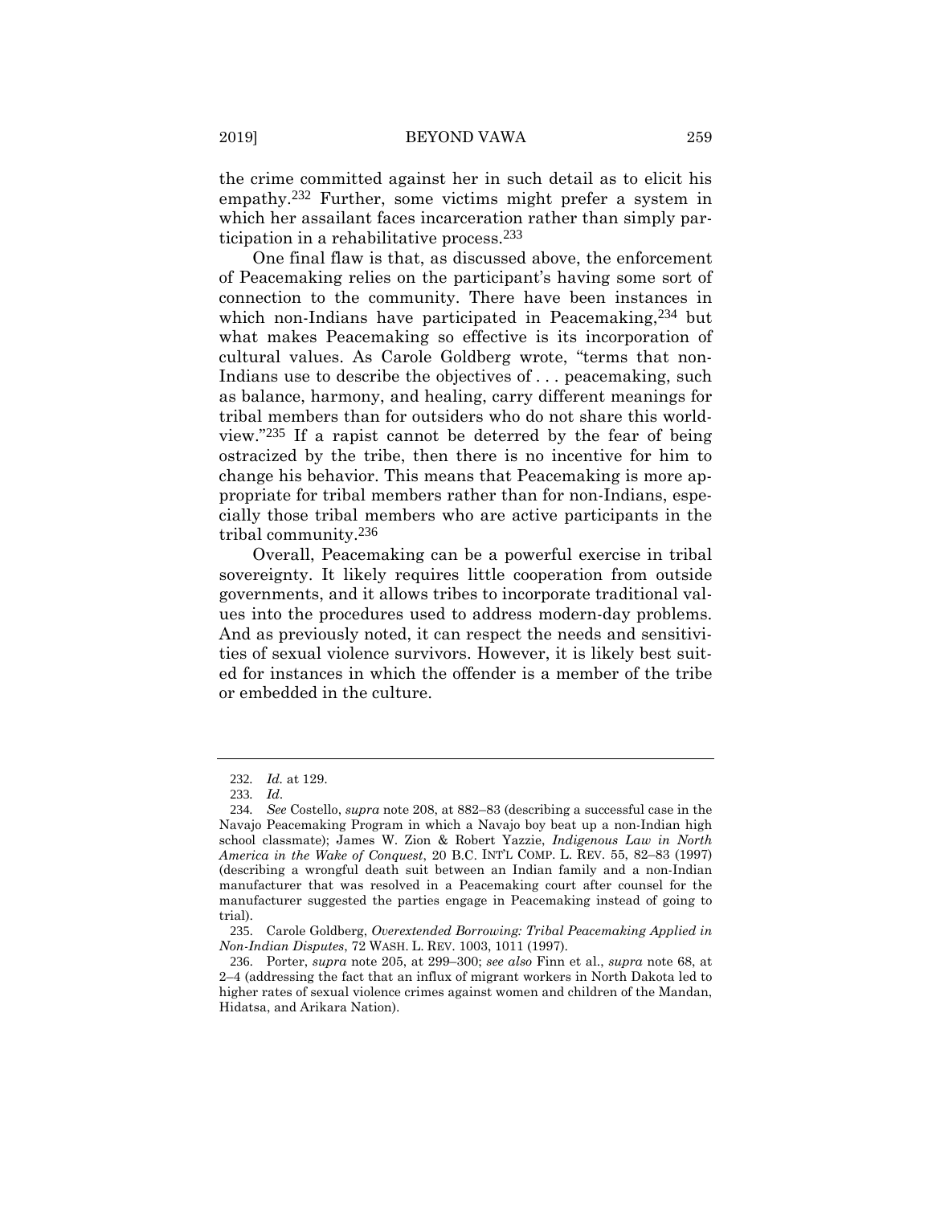the crime committed against her in such detail as to elicit his empathy.[232] Further, some victims might prefer a system in which her assailant faces incarceration rather than simply participation in a rehabilitative process.[233]

One final flaw is that, as discussed above, the enforcement of Peacemaking relies on the participant's having some sort of connection to the community. There have been instances in which non-Indians have participated in Peacemaking,[234] but what makes Peacemaking so effective is its incorporation of cultural values. As Carole Goldberg wrote, "terms that non-Indians use to describe the objectives of . . . peacemaking, such as balance, harmony, and healing, carry different meanings for tribal members than for outsiders who do not share this worldview."[235] If a rapist cannot be deterred by the fear of being ostracized by the tribe, then there is no incentive for him to change his behavior. This means that Peacemaking is more appropriate for tribal members rather than for non-Indians, especially those tribal members who are active participants in the tribal community.[236]

Overall, Peacemaking can be a powerful exercise in tribal sovereignty. It likely requires little cooperation from outside governments, and it allows tribes to incorporate traditional values into the procedures used to address modern-day problems. And as previously noted, it can respect the needs and sensitivities of sexual violence survivors. However, it is likely best suited for instances in which the offender is a member of the tribe or embedded in the culture.

---

232. *Id.* at 129.

233. *Id.*

234. *See* Costello, *supra* note 208, at 882–83 (describing a successful case in the Navajo Peacemaking Program in which a Navajo boy beat up a non-Indian high school classmate); James W. Zion & Robert Yazzie, *Indigenous Law in North America in the Wake of Conquest*, 20 B.C. INT'L COMP. L. REV. 55, 82–83 (1997) (describing a wrongful death suit between an Indian family and a non-Indian manufacturer that was resolved in a Peacemaking court after counsel for the manufacturer suggested the parties engage in Peacemaking instead of going to trial).

235. Carole Goldberg, *Overextended Borrowing: Tribal Peacemaking Applied in Non-Indian Disputes*, 72 WASH. L. REV. 1003, 1011 (1997).

236. Porter, *supra* note 205, at 299–300; *see also* Finn et al., *supra* note 68, at 2–4 (addressing the fact that an influx of migrant workers in North Dakota led to higher rates of sexual violence crimes against women and children of the Mandan, Hidatsa, and Arikara Nation).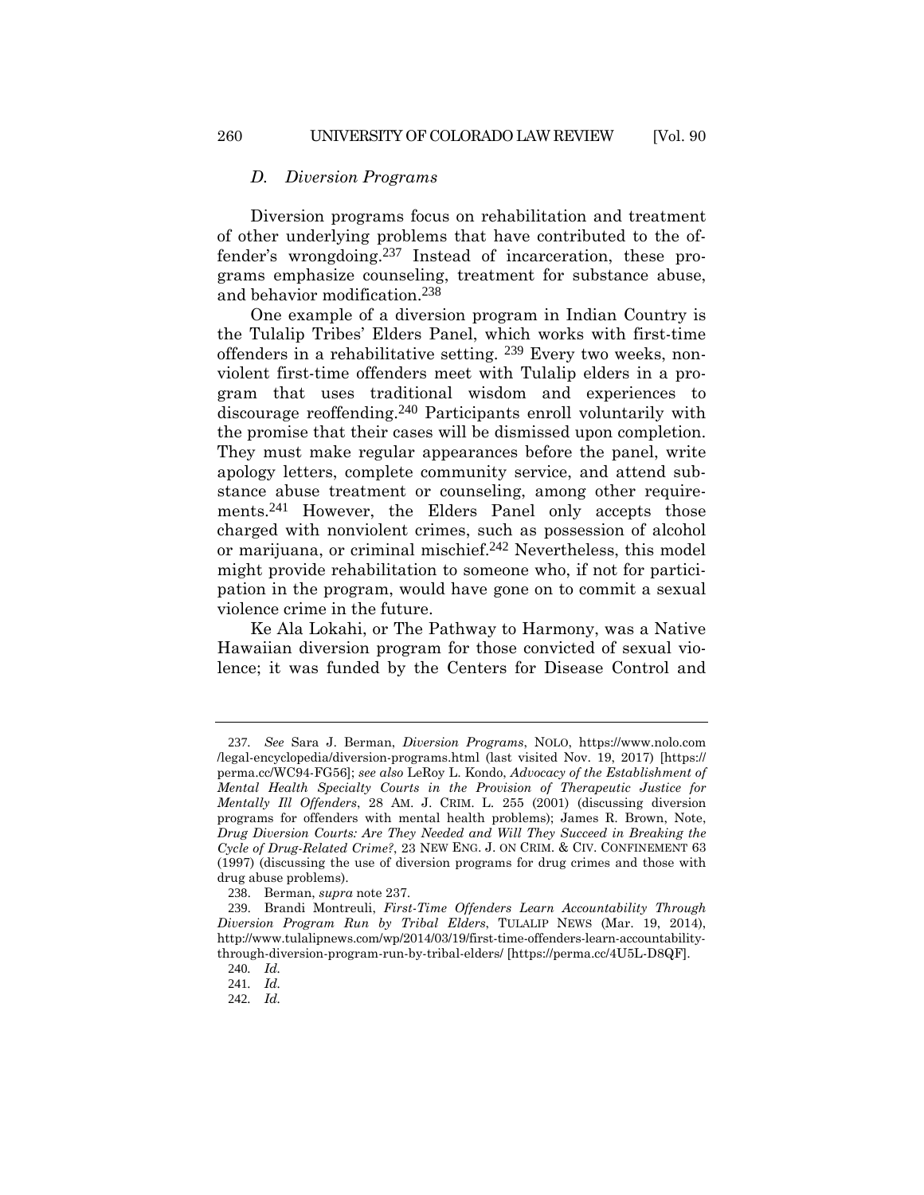### *D. Diversion Programs*

Diversion programs focus on rehabilitation and treatment of other underlying problems that have contributed to the offender's wrongdoing.[237] Instead of incarceration, these programs emphasize counseling, treatment for substance abuse, and behavior modification.[238]

One example of a diversion program in Indian Country is the Tulalip Tribes' Elders Panel, which works with first-time offenders in a rehabilitative setting. [239] Every two weeks, nonviolent first-time offenders meet with Tulalip elders in a program that uses traditional wisdom and experiences to discourage reoffending.[240] Participants enroll voluntarily with the promise that their cases will be dismissed upon completion. They must make regular appearances before the panel, write apology letters, complete community service, and attend substance abuse treatment or counseling, among other requirements.[241] However, the Elders Panel only accepts those charged with nonviolent crimes, such as possession of alcohol or marijuana, or criminal mischief.[242] Nevertheless, this model might provide rehabilitation to someone who, if not for participation in the program, would have gone on to commit a sexual violence crime in the future.

Ke Ala Lokahi, or The Pathway to Harmony, was a Native Hawaiian diversion program for those convicted of sexual violence; it was funded by the Centers for Disease Control and

---

237. *See* Sara J. Berman, *Diversion Programs*, NOLO, https://www.nolo.com/legal-encyclopedia/diversion-programs.html (last visited Nov. 19, 2017) [https://perma.cc/WC94-FG56]; *see also* LeRoy L. Kondo, *Advocacy of the Establishment of Mental Health Specialty Courts in the Provision of Therapeutic Justice for Mentally Ill Offenders*, 28 AM. J. CRIM. L. 255 (2001) (discussing diversion programs for offenders with mental health problems); James R. Brown, Note, *Drug Diversion Courts: Are They Needed and Will They Succeed in Breaking the Cycle of Drug-Related Crime?*, 23 NEW ENG. J. ON CRIM. & CIV. CONFINEMENT 63 (1997) (discussing the use of diversion programs for drug crimes and those with drug abuse problems).

238. Berman, *supra* note 237.

239. Brandi Montreuli, *First-Time Offenders Learn Accountability Through Diversion Program Run by Tribal Elders*, TULALIP NEWS (Mar. 19, 2014), http://www.tulalipnews.com/wp/2014/03/19/first-time-offenders-learn-accountability-through-diversion-program-run-by-tribal-elders/ [https://perma.cc/4U5L-D8QF].

240. *Id.*

241. *Id.*

242. *Id.*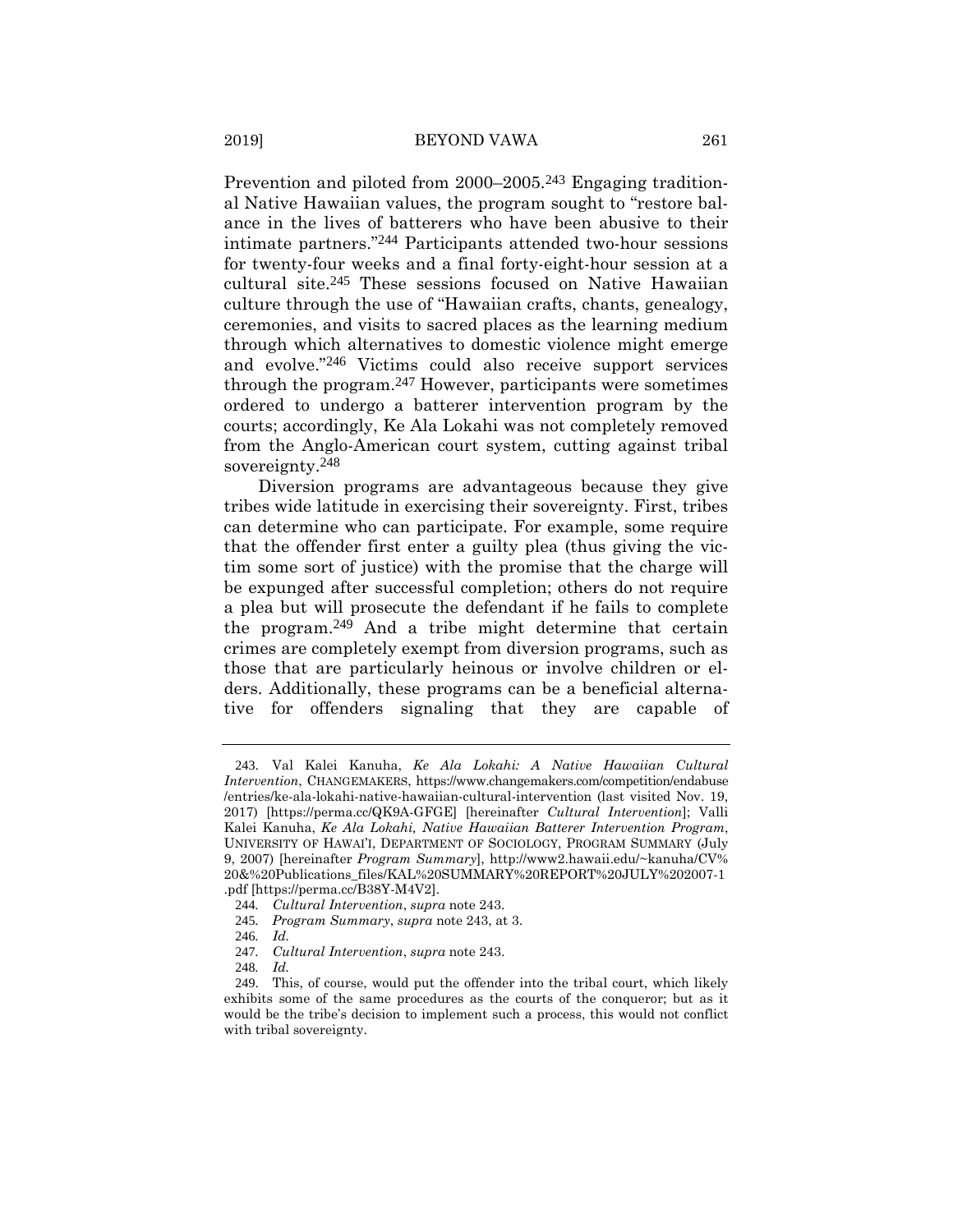Prevention and piloted from 2000–2005.[243] Engaging traditional Native Hawaiian values, the program sought to "restore balance in the lives of batterers who have been abusive to their intimate partners."[244] Participants attended two-hour sessions for twenty-four weeks and a final forty-eight-hour session at a cultural site.[245] These sessions focused on Native Hawaiian culture through the use of "Hawaiian crafts, chants, genealogy, ceremonies, and visits to sacred places as the learning medium through which alternatives to domestic violence might emerge and evolve."[246] Victims could also receive support services through the program.[247] However, participants were sometimes ordered to undergo a batterer intervention program by the courts; accordingly, Ke Ala Lokahi was not completely removed from the Anglo-American court system, cutting against tribal sovereignty.[248]

Diversion programs are advantageous because they give tribes wide latitude in exercising their sovereignty. First, tribes can determine who can participate. For example, some require that the offender first enter a guilty plea (thus giving the victim some sort of justice) with the promise that the charge will be expunged after successful completion; others do not require a plea but will prosecute the defendant if he fails to complete the program.[249] And a tribe might determine that certain crimes are completely exempt from diversion programs, such as those that are particularly heinous or involve children or elders. Additionally, these programs can be a beneficial alternative for offenders signaling that they are capable of

243. Val Kalei Kanuha, *Ke Ala Lokahi: A Native Hawaiian Cultural Intervention*, CHANGEMAKERS, https://www.changemakers.com/competition/endabuse/entries/ke-ala-lokahi-native-hawaiian-cultural-intervention (last visited Nov. 19, 2017) [https://perma.cc/QK9A-GFGE] [hereinafter *Cultural Intervention*]; Valli Kalei Kanuha, *Ke Ala Lokahi, Native Hawaiian Batterer Intervention Program*, UNIVERSITY OF HAWAI'I, DEPARTMENT OF SOCIOLOGY, PROGRAM SUMMARY (July 9, 2007) [hereinafter *Program Summary*], http://www2.hawaii.edu/~kanuha/CV%20&%20Publications_files/KAL%20SUMMARY%20REPORT%20JULY%202007-1.pdf [https://perma.cc/B38Y-M4V2].

244. *Cultural Intervention*, *supra* note 243.

245. *Program Summary*, *supra* note 243, at 3.

246. *Id.*

247. *Cultural Intervention*, *supra* note 243.

248. *Id.*

249. This, of course, would put the offender into the tribal court, which likely exhibits some of the same procedures as the courts of the conqueror; but as it would be the tribe's decision to implement such a process, this would not conflict with tribal sovereignty.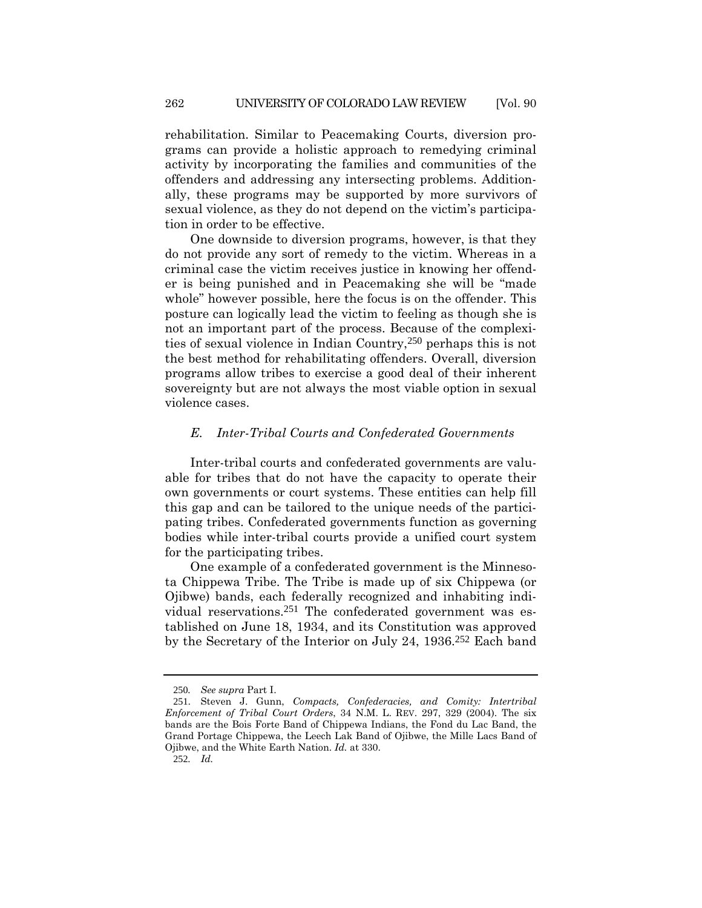rehabilitation. Similar to Peacemaking Courts, diversion programs can provide a holistic approach to remedying criminal activity by incorporating the families and communities of the offenders and addressing any intersecting problems. Additionally, these programs may be supported by more survivors of sexual violence, as they do not depend on the victim's participation in order to be effective.

One downside to diversion programs, however, is that they do not provide any sort of remedy to the victim. Whereas in a criminal case the victim receives justice in knowing her offender is being punished and in Peacemaking she will be "made whole" however possible, here the focus is on the offender. This posture can logically lead the victim to feeling as though she is not an important part of the process. Because of the complexities of sexual violence in Indian Country,[250] perhaps this is not the best method for rehabilitating offenders. Overall, diversion programs allow tribes to exercise a good deal of their inherent sovereignty but are not always the most viable option in sexual violence cases.

### *E. Inter-Tribal Courts and Confederated Governments*

Inter-tribal courts and confederated governments are valuable for tribes that do not have the capacity to operate their own governments or court systems. These entities can help fill this gap and can be tailored to the unique needs of the participating tribes. Confederated governments function as governing bodies while inter-tribal courts provide a unified court system for the participating tribes.

One example of a confederated government is the Minnesota Chippewa Tribe. The Tribe is made up of six Chippewa (or Ojibwe) bands, each federally recognized and inhabiting individual reservations.[251] The confederated government was established on June 18, 1934, and its Constitution was approved by the Secretary of the Interior on July 24, 1936.[252] Each band

---

250. *See supra* Part I.

251. Steven J. Gunn, *Compacts, Confederacies, and Comity: Intertribal Enforcement of Tribal Court Orders*, 34 N.M. L. REV. 297, 329 (2004). The six bands are the Bois Forte Band of Chippewa Indians, the Fond du Lac Band, the Grand Portage Chippewa, the Leech Lak Band of Ojibwe, the Mille Lacs Band of Ojibwe, and the White Earth Nation. *Id.* at 330.

252. *Id.*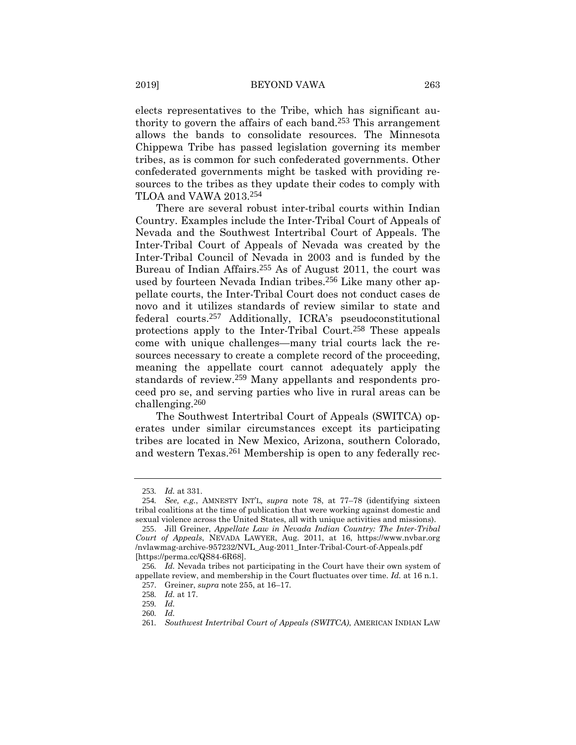elects representatives to the Tribe, which has significant authority to govern the affairs of each band.[253] This arrangement allows the bands to consolidate resources. The Minnesota Chippewa Tribe has passed legislation governing its member tribes, as is common for such confederated governments. Other confederated governments might be tasked with providing resources to the tribes as they update their codes to comply with TLOA and VAWA 2013.[254]

There are several robust inter-tribal courts within Indian Country. Examples include the Inter-Tribal Court of Appeals of Nevada and the Southwest Intertribal Court of Appeals. The Inter-Tribal Court of Appeals of Nevada was created by the Inter-Tribal Council of Nevada in 2003 and is funded by the Bureau of Indian Affairs.[255] As of August 2011, the court was used by fourteen Nevada Indian tribes.[256] Like many other appellate courts, the Inter-Tribal Court does not conduct cases de novo and it utilizes standards of review similar to state and federal courts.[257] Additionally, ICRA's pseudoconstitutional protections apply to the Inter-Tribal Court.[258] These appeals come with unique challenges—many trial courts lack the resources necessary to create a complete record of the proceeding, meaning the appellate court cannot adequately apply the standards of review.[259] Many appellants and respondents proceed pro se, and serving parties who live in rural areas can be challenging.[260]

The Southwest Intertribal Court of Appeals (SWITCA) operates under similar circumstances except its participating tribes are located in New Mexico, Arizona, southern Colorado, and western Texas.[261] Membership is open to any federally rec-

---

253. *Id.* at 331.

254. *See, e.g.*, AMNESTY INT'L, *supra* note 78, at 77–78 (identifying sixteen tribal coalitions at the time of publication that were working against domestic and sexual violence across the United States, all with unique activities and missions).

255. Jill Greiner, *Appellate Law in Nevada Indian Country: The Inter-Tribal Court of Appeals*, NEVADA LAWYER, Aug. 2011, at 16, https://www.nvbar.org/nvlawmag-archive-957232/NVL_Aug-2011_Inter-Tribal-Court-of-Appeals.pdf [https://perma.cc/QS84-6R68].

256. *Id.* Nevada tribes not participating in the Court have their own system of appellate review, and membership in the Court fluctuates over time. *Id.* at 16 n.1.

257. Greiner, *supra* note 255, at 16–17.

258. *Id.* at 17.

259. *Id.*

260. *Id.*

261. *Southwest Intertribal Court of Appeals (SWITCA)*, AMERICAN INDIAN LAW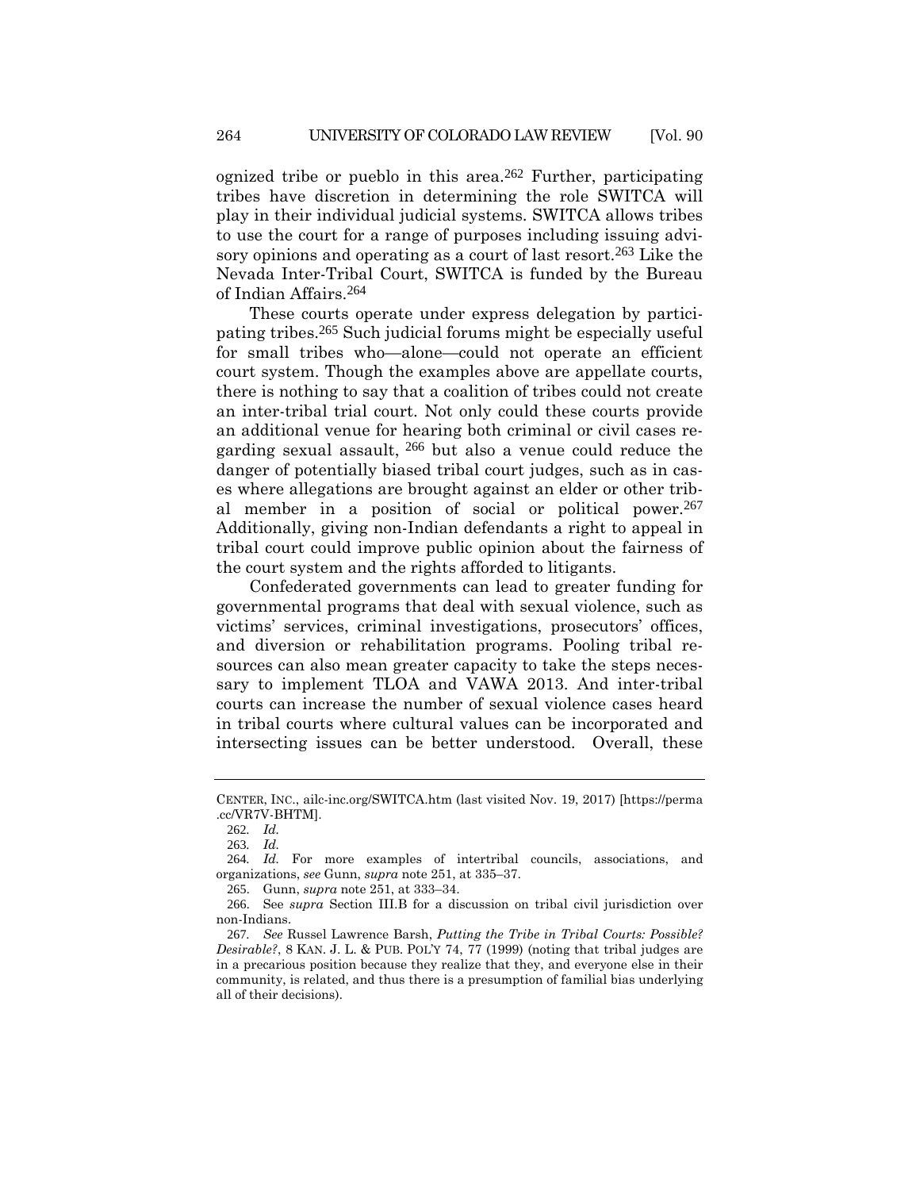ognized tribe or pueblo in this area.[262] Further, participating tribes have discretion in determining the role SWITCA will play in their individual judicial systems. SWITCA allows tribes to use the court for a range of purposes including issuing advisory opinions and operating as a court of last resort.[263] Like the Nevada Inter-Tribal Court, SWITCA is funded by the Bureau of Indian Affairs.[264]

These courts operate under express delegation by participating tribes.[265] Such judicial forums might be especially useful for small tribes who—alone—could not operate an efficient court system. Though the examples above are appellate courts, there is nothing to say that a coalition of tribes could not create an inter-tribal trial court. Not only could these courts provide an additional venue for hearing both criminal or civil cases regarding sexual assault, [266] but also a venue could reduce the danger of potentially biased tribal court judges, such as in cases where allegations are brought against an elder or other tribal member in a position of social or political power.[267] Additionally, giving non-Indian defendants a right to appeal in tribal court could improve public opinion about the fairness of the court system and the rights afforded to litigants.

Confederated governments can lead to greater funding for governmental programs that deal with sexual violence, such as victims' services, criminal investigations, prosecutors' offices, and diversion or rehabilitation programs. Pooling tribal resources can also mean greater capacity to take the steps necessary to implement TLOA and VAWA 2013. And inter-tribal courts can increase the number of sexual violence cases heard in tribal courts where cultural values can be incorporated and intersecting issues can be better understood. Overall, these

---

CENTER, INC., ailc-inc.org/SWITCA.htm (last visited Nov. 19, 2017) [https://perma.cc/VR7V-BHTM].

262. *Id.*

263. *Id.*

264. *Id.* For more examples of intertribal councils, associations, and organizations, *see* Gunn, *supra* note 251, at 335–37.

265. Gunn, *supra* note 251, at 333–34.

266. See *supra* Section III.B for a discussion on tribal civil jurisdiction over non-Indians.

267. *See* Russel Lawrence Barsh, *Putting the Tribe in Tribal Courts: Possible? Desirable?*, 8 KAN. J. L. & PUB. POL'Y 74, 77 (1999) (noting that tribal judges are in a precarious position because they realize that they, and everyone else in their community, is related, and thus there is a presumption of familial bias underlying all of their decisions).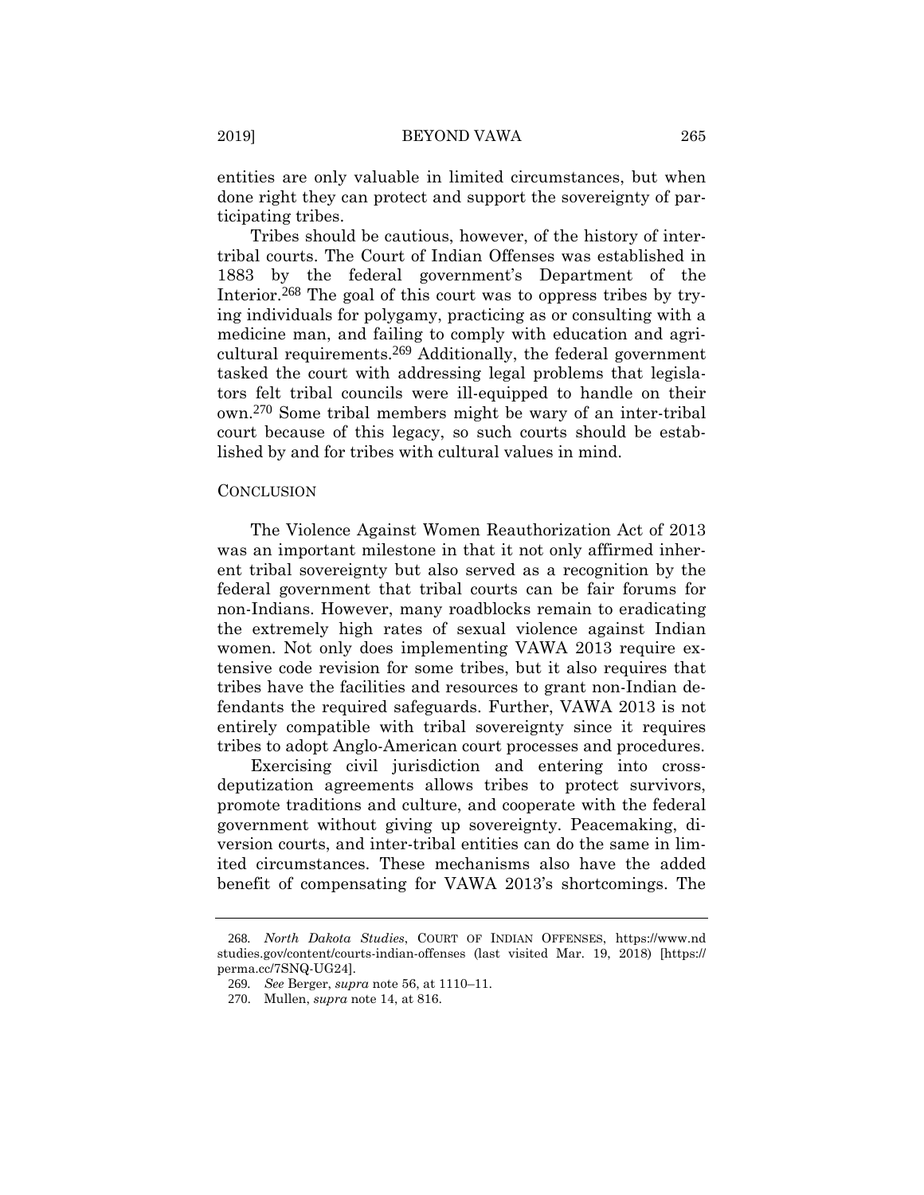entities are only valuable in limited circumstances, but when done right they can protect and support the sovereignty of participating tribes.

Tribes should be cautious, however, of the history of inter-tribal courts. The Court of Indian Offenses was established in 1883 by the federal government's Department of the Interior.[268] The goal of this court was to oppress tribes by trying individuals for polygamy, practicing as or consulting with a medicine man, and failing to comply with education and agricultural requirements.[269] Additionally, the federal government tasked the court with addressing legal problems that legislators felt tribal councils were ill-equipped to handle on their own.[270] Some tribal members might be wary of an inter-tribal court because of this legacy, so such courts should be established by and for tribes with cultural values in mind.

## CONCLUSION

The Violence Against Women Reauthorization Act of 2013 was an important milestone in that it not only affirmed inherent tribal sovereignty but also served as a recognition by the federal government that tribal courts can be fair forums for non-Indians. However, many roadblocks remain to eradicating the extremely high rates of sexual violence against Indian women. Not only does implementing VAWA 2013 require extensive code revision for some tribes, but it also requires that tribes have the facilities and resources to grant non-Indian defendants the required safeguards. Further, VAWA 2013 is not entirely compatible with tribal sovereignty since it requires tribes to adopt Anglo-American court processes and procedures.

Exercising civil jurisdiction and entering into cross-deputization agreements allows tribes to protect survivors, promote traditions and culture, and cooperate with the federal government without giving up sovereignty. Peacemaking, diversion courts, and inter-tribal entities can do the same in limited circumstances. These mechanisms also have the added benefit of compensating for VAWA 2013's shortcomings. The

---

268. *North Dakota Studies*, COURT OF INDIAN OFFENSES, https://www.ndstudies.gov/content/courts-indian-offenses (last visited Mar. 19, 2018) [https://perma.cc/7SNQ-UG24].

269. *See* Berger, *supra* note 56, at 1110–11.

270. Mullen, *supra* note 14, at 816.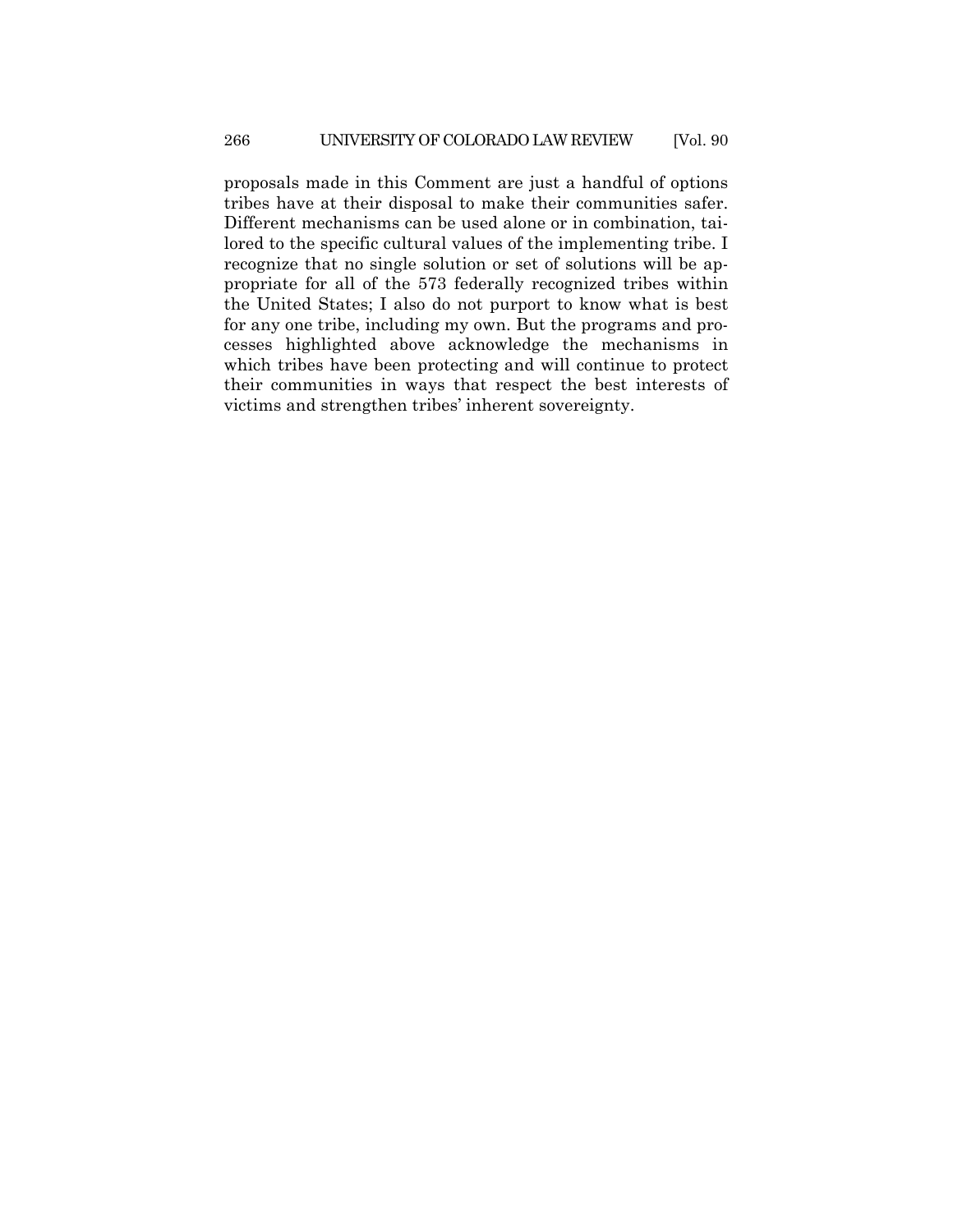proposals made in this Comment are just a handful of options tribes have at their disposal to make their communities safer. Different mechanisms can be used alone or in combination, tailored to the specific cultural values of the implementing tribe. I recognize that no single solution or set of solutions will be appropriate for all of the 573 federally recognized tribes within the United States; I also do not purport to know what is best for any one tribe, including my own. But the programs and processes highlighted above acknowledge the mechanisms in which tribes have been protecting and will continue to protect their communities in ways that respect the best interests of victims and strengthen tribes' inherent sovereignty.